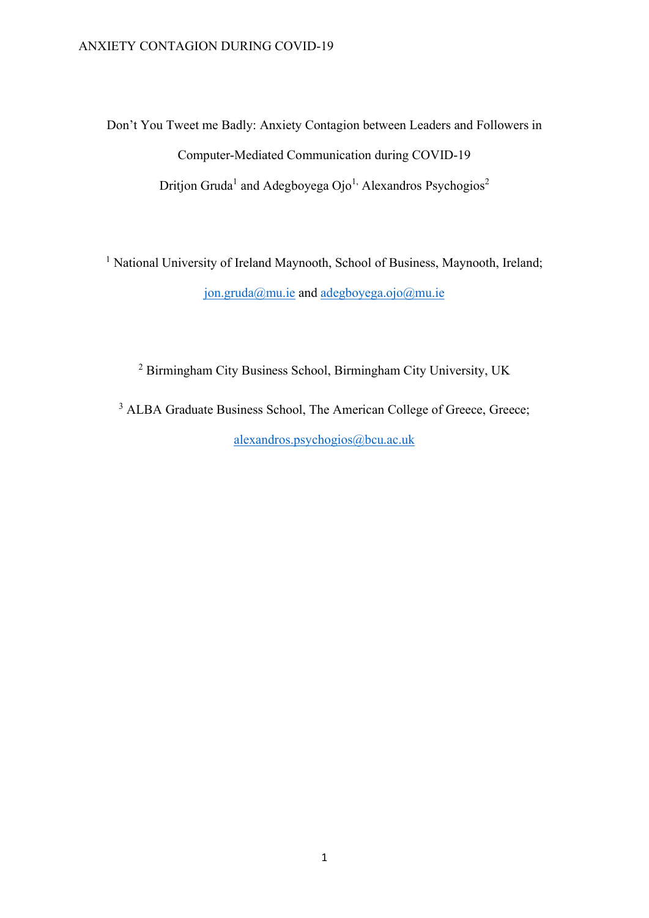Don't You Tweet me Badly: Anxiety Contagion between Leaders and Followers in Computer-Mediated Communication during COVID-19

Dritjon Gruda[1] and Adegboyega Ojo[1,] Alexandros Psychogios[2]

[1] National University of Ireland Maynooth, School of Business, Maynooth, Ireland; jon.gruda@mu.ie and adegboyega.ojo@mu.ie

[2] Birmingham City Business School, Birmingham City University, UK

[3] ALBA Graduate Business School, The American College of Greece, Greece; alexandros.psychogios@bcu.ac.uk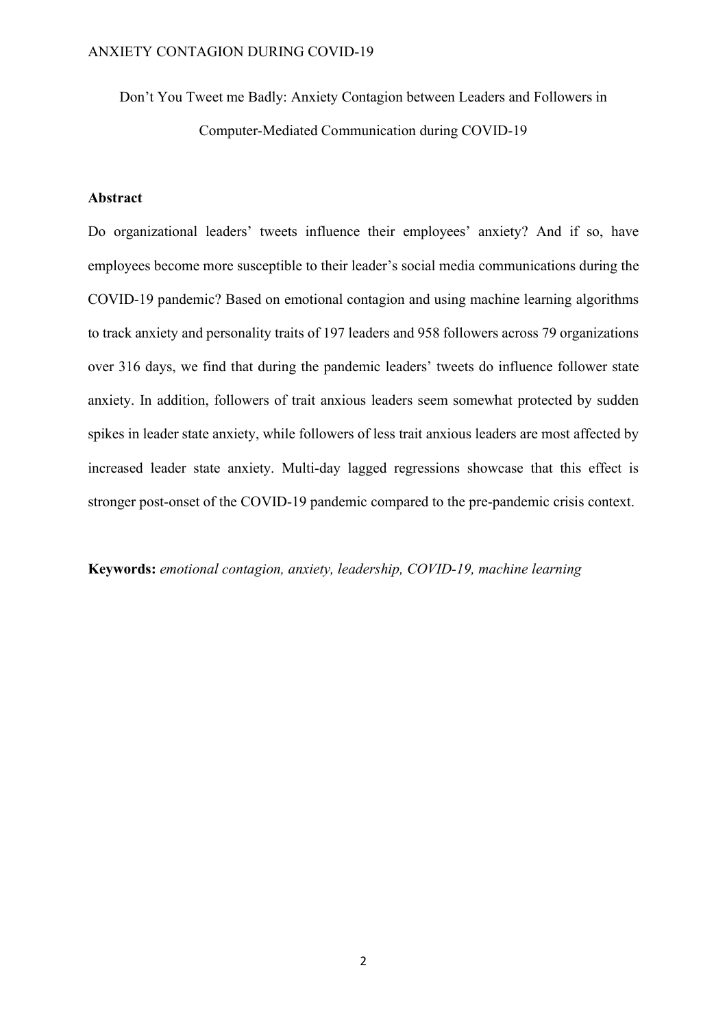Don’t You Tweet me Badly: Anxiety Contagion between Leaders and Followers in Computer-Mediated Communication during COVID-19

## Abstract

Do organizational leaders’ tweets influence their employees’ anxiety? And if so, have employees become more susceptible to their leader’s social media communications during the COVID-19 pandemic? Based on emotional contagion and using machine learning algorithms to track anxiety and personality traits of 197 leaders and 958 followers across 79 organizations over 316 days, we find that during the pandemic leaders’ tweets do influence follower state anxiety. In addition, followers of trait anxious leaders seem somewhat protected by sudden spikes in leader state anxiety, while followers of less trait anxious leaders are most affected by increased leader state anxiety. Multi-day lagged regressions showcase that this effect is stronger post-onset of the COVID-19 pandemic compared to the pre-pandemic crisis context.

**Keywords:** *emotional contagion, anxiety, leadership, COVID-19, machine learning*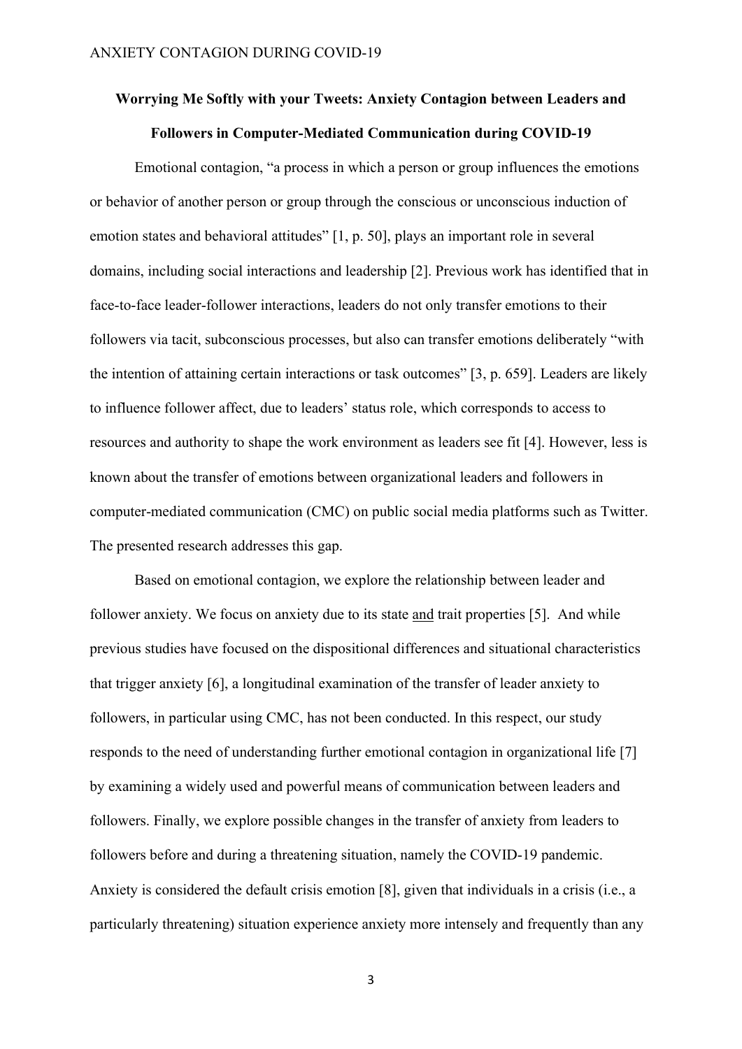**Worrying Me Softly with your Tweets: Anxiety Contagion between Leaders and Followers in Computer-Mediated Communication during COVID-19**

Emotional contagion, "a process in which a person or group influences the emotions or behavior of another person or group through the conscious or unconscious induction of emotion states and behavioral attitudes" [1, p. 50], plays an important role in several domains, including social interactions and leadership [2]. Previous work has identified that in face-to-face leader-follower interactions, leaders do not only transfer emotions to their followers via tacit, subconscious processes, but also can transfer emotions deliberately "with the intention of attaining certain interactions or task outcomes" [3, p. 659]. Leaders are likely to influence follower affect, due to leaders' status role, which corresponds to access to resources and authority to shape the work environment as leaders see fit [4]. However, less is known about the transfer of emotions between organizational leaders and followers in computer-mediated communication (CMC) on public social media platforms such as Twitter. The presented research addresses this gap.

Based on emotional contagion, we explore the relationship between leader and follower anxiety. We focus on anxiety due to its state <u>and</u> trait properties [5]. And while previous studies have focused on the dispositional differences and situational characteristics that trigger anxiety [6], a longitudinal examination of the transfer of leader anxiety to followers, in particular using CMC, has not been conducted. In this respect, our study responds to the need of understanding further emotional contagion in organizational life [7] by examining a widely used and powerful means of communication between leaders and followers. Finally, we explore possible changes in the transfer of anxiety from leaders to followers before and during a threatening situation, namely the COVID-19 pandemic. Anxiety is considered the default crisis emotion [8], given that individuals in a crisis (i.e., a particularly threatening) situation experience anxiety more intensely and frequently than any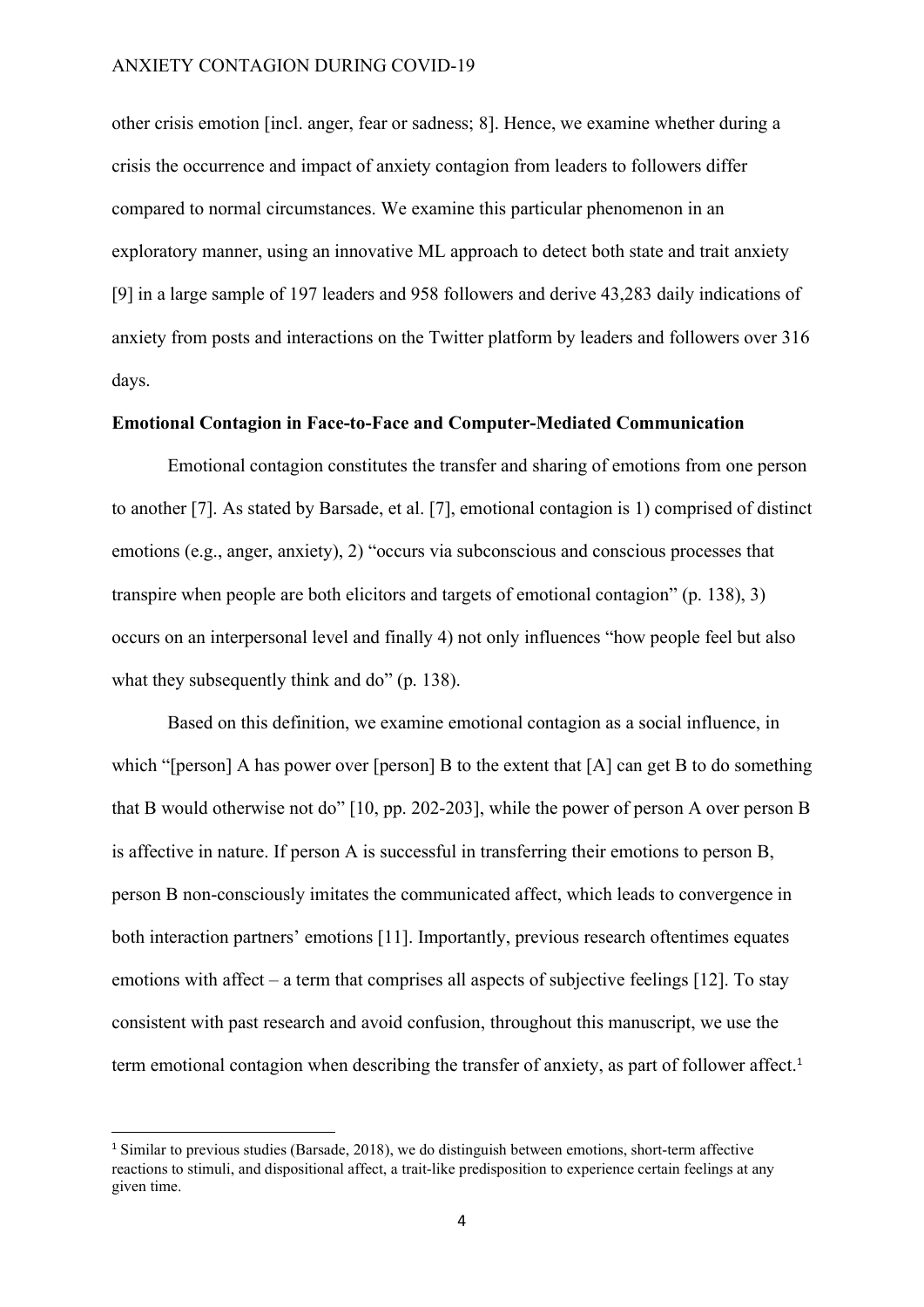other crisis emotion [incl. anger, fear or sadness; 8]. Hence, we examine whether during a crisis the occurrence and impact of anxiety contagion from leaders to followers differ compared to normal circumstances. We examine this particular phenomenon in an exploratory manner, using an innovative ML approach to detect both state and trait anxiety [9] in a large sample of 197 leaders and 958 followers and derive 43,283 daily indications of anxiety from posts and interactions on the Twitter platform by leaders and followers over 316 days.

## Emotional Contagion in Face-to-Face and Computer-Mediated Communication

Emotional contagion constitutes the transfer and sharing of emotions from one person to another [7]. As stated by Barsade, et al. [7], emotional contagion is 1) comprised of distinct emotions (e.g., anger, anxiety), 2) "occurs via subconscious and conscious processes that transpire when people are both elicitors and targets of emotional contagion" (p. 138), 3) occurs on an interpersonal level and finally 4) not only influences "how people feel but also what they subsequently think and do" (p. 138).

Based on this definition, we examine emotional contagion as a social influence, in which "[person] A has power over [person] B to the extent that [A] can get B to do something that B would otherwise not do" [10, pp. 202-203], while the power of person A over person B is affective in nature. If person A is successful in transferring their emotions to person B, person B non-consciously imitates the communicated affect, which leads to convergence in both interaction partners' emotions [11]. Importantly, previous research oftentimes equates emotions with affect – a term that comprises all aspects of subjective feelings [12]. To stay consistent with past research and avoid confusion, throughout this manuscript, we use the term emotional contagion when describing the transfer of anxiety, as part of follower affect.[1]

[1] Similar to previous studies (Barsade, 2018), we do distinguish between emotions, short-term affective reactions to stimuli, and dispositional affect, a trait-like predisposition to experience certain feelings at any given time.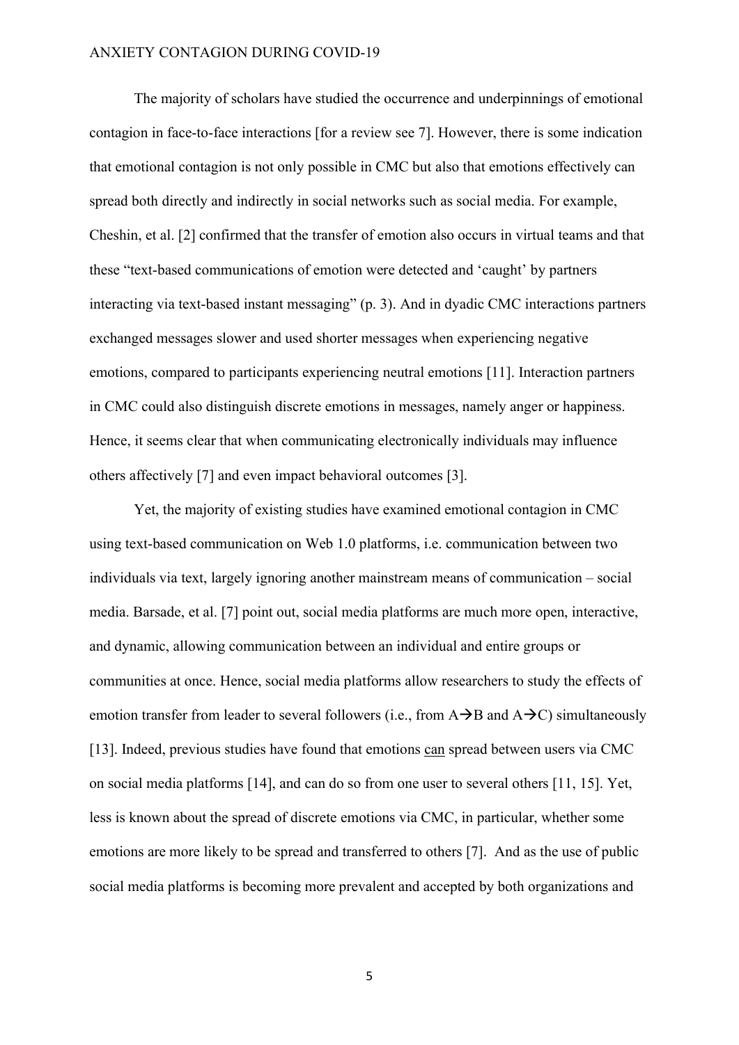The majority of scholars have studied the occurrence and underpinnings of emotional contagion in face-to-face interactions [for a review see 7]. However, there is some indication that emotional contagion is not only possible in CMC but also that emotions effectively can spread both directly and indirectly in social networks such as social media. For example, Cheshin, et al. [2] confirmed that the transfer of emotion also occurs in virtual teams and that these "text-based communications of emotion were detected and 'caught' by partners interacting via text-based instant messaging" (p. 3). And in dyadic CMC interactions partners exchanged messages slower and used shorter messages when experiencing negative emotions, compared to participants experiencing neutral emotions [11]. Interaction partners in CMC could also distinguish discrete emotions in messages, namely anger or happiness. Hence, it seems clear that when communicating electronically individuals may influence others affectively [7] and even impact behavioral outcomes [3].

Yet, the majority of existing studies have examined emotional contagion in CMC using text-based communication on Web 1.0 platforms, i.e. communication between two individuals via text, largely ignoring another mainstream means of communication – social media. Barsade, et al. [7] point out, social media platforms are much more open, interactive, and dynamic, allowing communication between an individual and entire groups or communities at once. Hence, social media platforms allow researchers to study the effects of emotion transfer from leader to several followers (i.e., from A→B and A→C) simultaneously [13]. Indeed, previous studies have found that emotions <u>can</u> spread between users via CMC on social media platforms [14], and can do so from one user to several others [11, 15]. Yet, less is known about the spread of discrete emotions via CMC, in particular, whether some emotions are more likely to be spread and transferred to others [7]. And as the use of public social media platforms is becoming more prevalent and accepted by both organizations and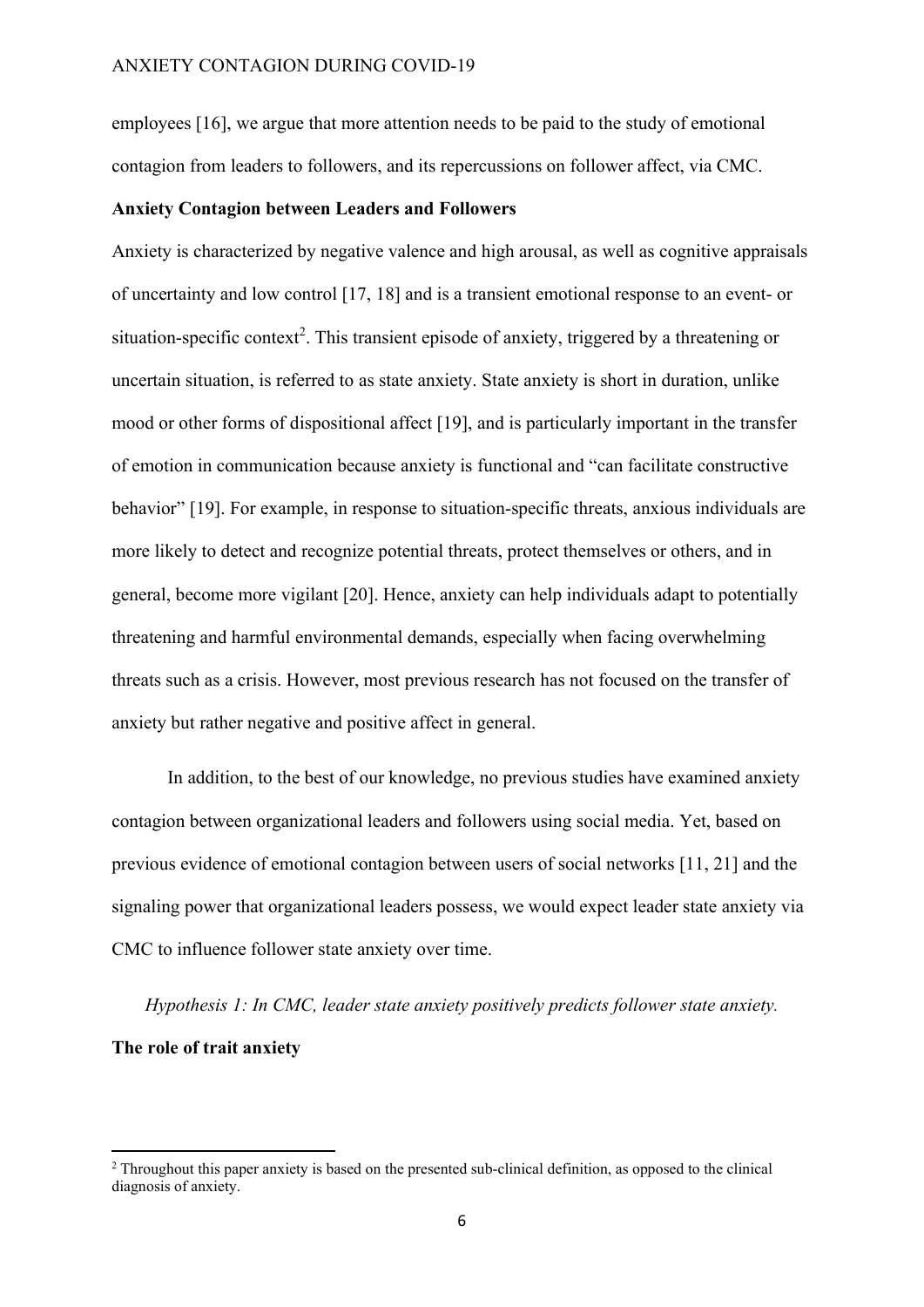employees [16], we argue that more attention needs to be paid to the study of emotional contagion from leaders to followers, and its repercussions on follower affect, via CMC.

**Anxiety Contagion between Leaders and Followers**

Anxiety is characterized by negative valence and high arousal, as well as cognitive appraisals of uncertainty and low control [17, 18] and is a transient emotional response to an event- or situation-specific context[2]. This transient episode of anxiety, triggered by a threatening or uncertain situation, is referred to as state anxiety. State anxiety is short in duration, unlike mood or other forms of dispositional affect [19], and is particularly important in the transfer of emotion in communication because anxiety is functional and "can facilitate constructive behavior" [19]. For example, in response to situation-specific threats, anxious individuals are more likely to detect and recognize potential threats, protect themselves or others, and in general, become more vigilant [20]. Hence, anxiety can help individuals adapt to potentially threatening and harmful environmental demands, especially when facing overwhelming threats such as a crisis. However, most previous research has not focused on the transfer of anxiety but rather negative and positive affect in general.

In addition, to the best of our knowledge, no previous studies have examined anxiety contagion between organizational leaders and followers using social media. Yet, based on previous evidence of emotional contagion between users of social networks [11, 21] and the signaling power that organizational leaders possess, we would expect leader state anxiety via CMC to influence follower state anxiety over time.

*Hypothesis 1: In CMC, leader state anxiety positively predicts follower state anxiety.*

**The role of trait anxiety**

[2] Throughout this paper anxiety is based on the presented sub-clinical definition, as opposed to the clinical diagnosis of anxiety.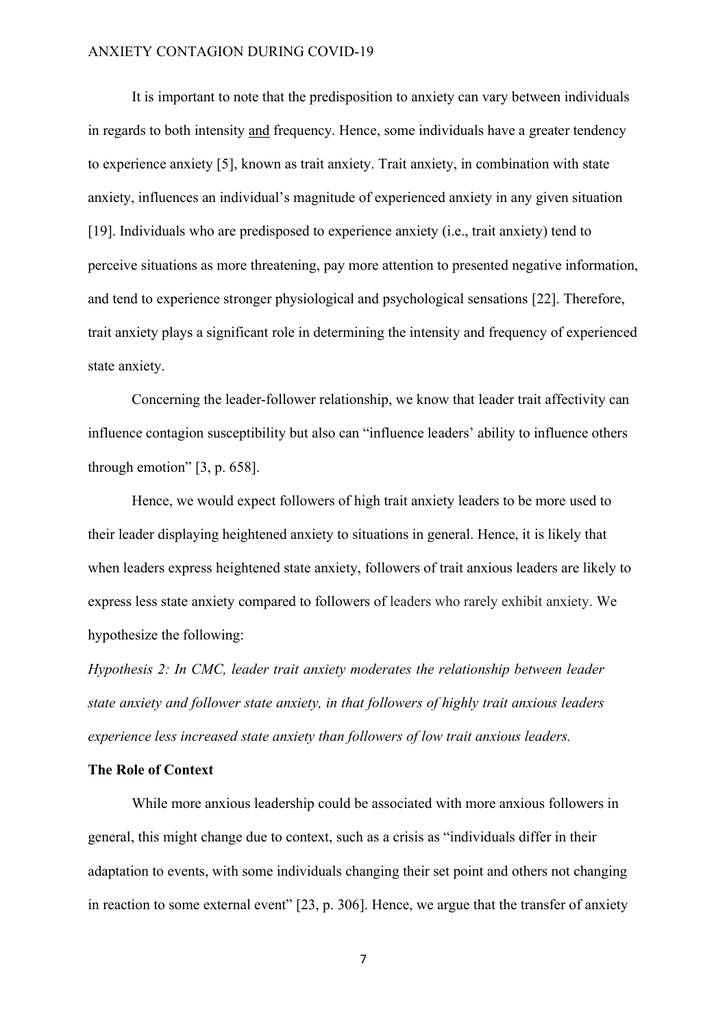It is important to note that the predisposition to anxiety can vary between individuals in regards to both intensity and frequency. Hence, some individuals have a greater tendency to experience anxiety [5], known as trait anxiety. Trait anxiety, in combination with state anxiety, influences an individual's magnitude of experienced anxiety in any given situation [19]. Individuals who are predisposed to experience anxiety (i.e., trait anxiety) tend to perceive situations as more threatening, pay more attention to presented negative information, and tend to experience stronger physiological and psychological sensations [22]. Therefore, trait anxiety plays a significant role in determining the intensity and frequency of experienced state anxiety.

Concerning the leader-follower relationship, we know that leader trait affectivity can influence contagion susceptibility but also can "influence leaders' ability to influence others through emotion" [3, p. 658].

Hence, we would expect followers of high trait anxiety leaders to be more used to their leader displaying heightened anxiety to situations in general. Hence, it is likely that when leaders express heightened state anxiety, followers of trait anxious leaders are likely to express less state anxiety compared to followers of leaders who rarely exhibit anxiety. We hypothesize the following:

*Hypothesis 2: In CMC, leader trait anxiety moderates the relationship between leader state anxiety and follower state anxiety, in that followers of highly trait anxious leaders experience less increased state anxiety than followers of low trait anxious leaders.*

**The Role of Context**

While more anxious leadership could be associated with more anxious followers in general, this might change due to context, such as a crisis as "individuals differ in their adaptation to events, with some individuals changing their set point and others not changing in reaction to some external event" [23, p. 306]. Hence, we argue that the transfer of anxiety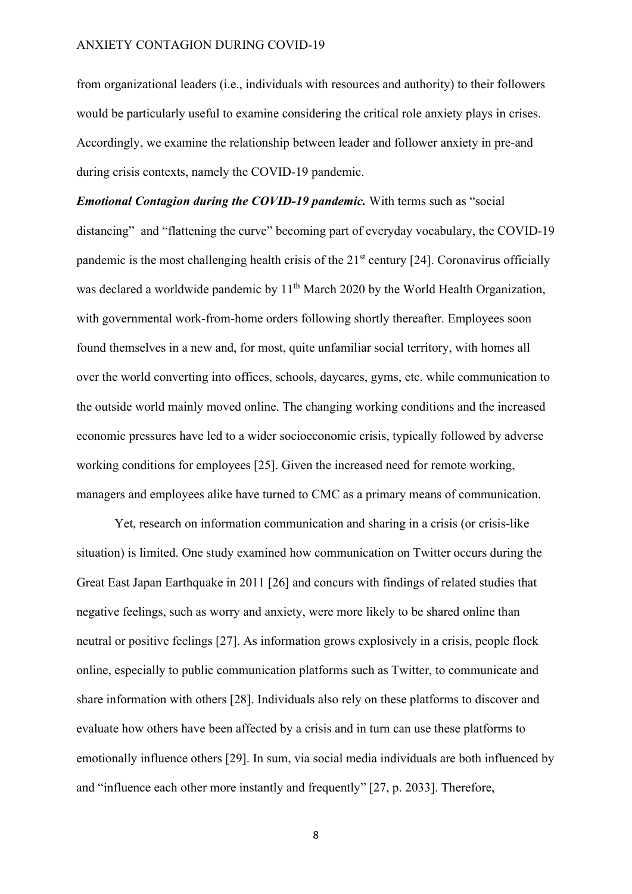from organizational leaders (i.e., individuals with resources and authority) to their followers would be particularly useful to examine considering the critical role anxiety plays in crises. Accordingly, we examine the relationship between leader and follower anxiety in pre-and during crisis contexts, namely the COVID-19 pandemic.

***Emotional Contagion during the COVID-19 pandemic.*** With terms such as "social distancing" and "flattening the curve" becoming part of everyday vocabulary, the COVID-19 pandemic is the most challenging health crisis of the 21st century [24]. Coronavirus officially was declared a worldwide pandemic by 11th March 2020 by the World Health Organization, with governmental work-from-home orders following shortly thereafter. Employees soon found themselves in a new and, for most, quite unfamiliar social territory, with homes all over the world converting into offices, schools, daycares, gyms, etc. while communication to the outside world mainly moved online. The changing working conditions and the increased economic pressures have led to a wider socioeconomic crisis, typically followed by adverse working conditions for employees [25]. Given the increased need for remote working, managers and employees alike have turned to CMC as a primary means of communication.

Yet, research on information communication and sharing in a crisis (or crisis-like situation) is limited. One study examined how communication on Twitter occurs during the Great East Japan Earthquake in 2011 [26] and concurs with findings of related studies that negative feelings, such as worry and anxiety, were more likely to be shared online than neutral or positive feelings [27]. As information grows explosively in a crisis, people flock online, especially to public communication platforms such as Twitter, to communicate and share information with others [28]. Individuals also rely on these platforms to discover and evaluate how others have been affected by a crisis and in turn can use these platforms to emotionally influence others [29]. In sum, via social media individuals are both influenced by and "influence each other more instantly and frequently" [27, p. 2033]. Therefore,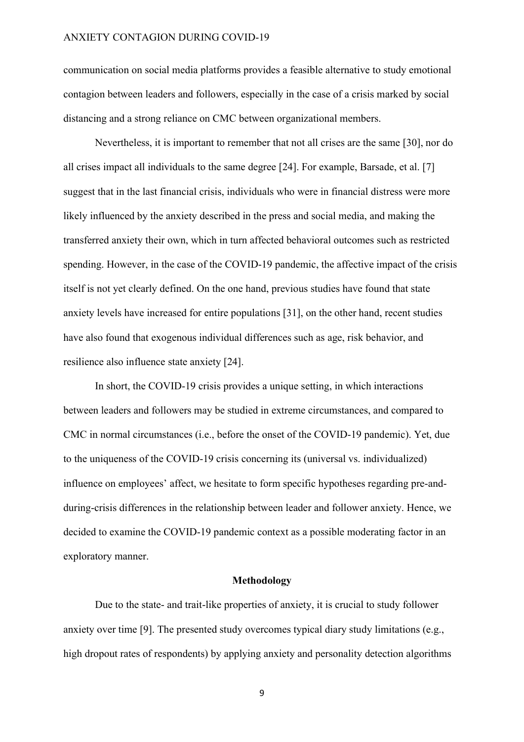communication on social media platforms provides a feasible alternative to study emotional contagion between leaders and followers, especially in the case of a crisis marked by social distancing and a strong reliance on CMC between organizational members.

Nevertheless, it is important to remember that not all crises are the same [30], nor do all crises impact all individuals to the same degree [24]. For example, Barsade, et al. [7] suggest that in the last financial crisis, individuals who were in financial distress were more likely influenced by the anxiety described in the press and social media, and making the transferred anxiety their own, which in turn affected behavioral outcomes such as restricted spending. However, in the case of the COVID-19 pandemic, the affective impact of the crisis itself is not yet clearly defined. On the one hand, previous studies have found that state anxiety levels have increased for entire populations [31], on the other hand, recent studies have also found that exogenous individual differences such as age, risk behavior, and resilience also influence state anxiety [24].

In short, the COVID-19 crisis provides a unique setting, in which interactions between leaders and followers may be studied in extreme circumstances, and compared to CMC in normal circumstances (i.e., before the onset of the COVID-19 pandemic). Yet, due to the uniqueness of the COVID-19 crisis concerning its (universal vs. individualized) influence on employees' affect, we hesitate to form specific hypotheses regarding pre-and-during-crisis differences in the relationship between leader and follower anxiety. Hence, we decided to examine the COVID-19 pandemic context as a possible moderating factor in an exploratory manner.

## Methodology

Due to the state- and trait-like properties of anxiety, it is crucial to study follower anxiety over time [9]. The presented study overcomes typical diary study limitations (e.g., high dropout rates of respondents) by applying anxiety and personality detection algorithms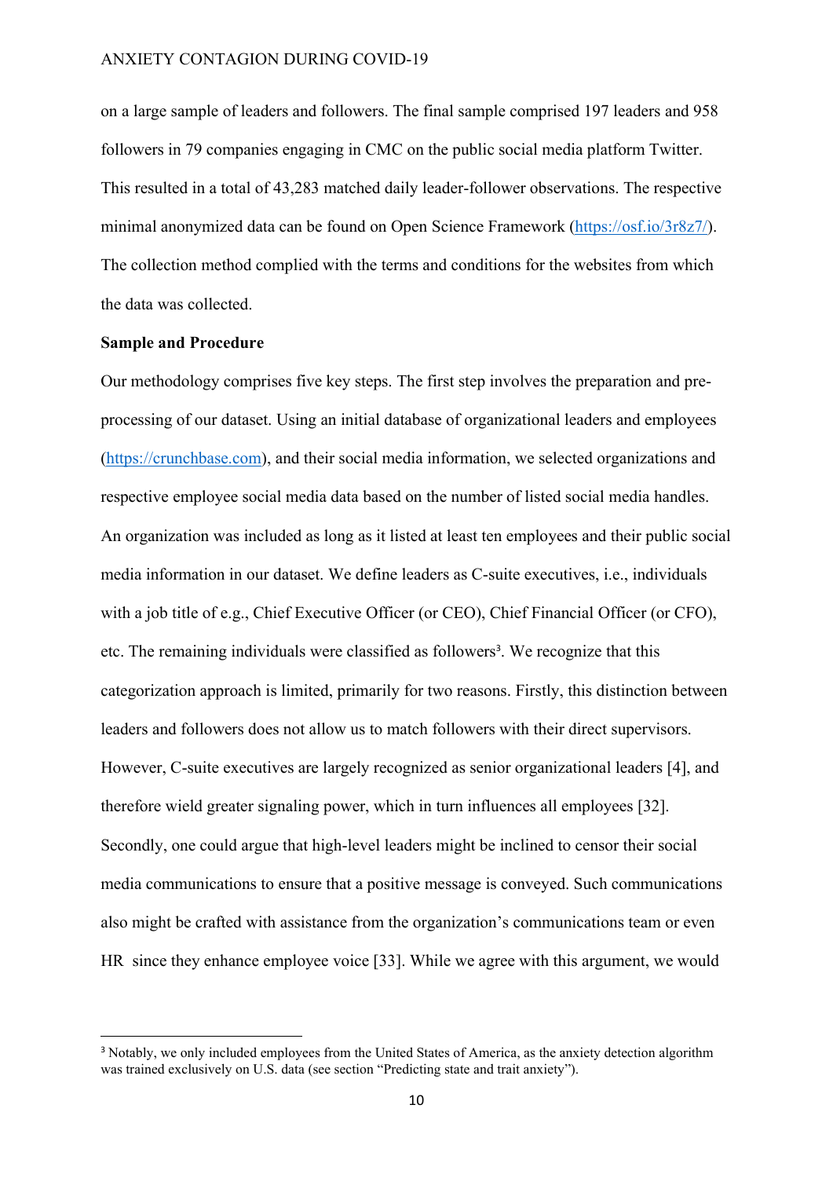on a large sample of leaders and followers. The final sample comprised 197 leaders and 958 followers in 79 companies engaging in CMC on the public social media platform Twitter. This resulted in a total of 43,283 matched daily leader-follower observations. The respective minimal anonymized data can be found on Open Science Framework (https://osf.io/3r8z7/). The collection method complied with the terms and conditions for the websites from which the data was collected.

**Sample and Procedure**

Our methodology comprises five key steps. The first step involves the preparation and pre-processing of our dataset. Using an initial database of organizational leaders and employees (https://crunchbase.com), and their social media information, we selected organizations and respective employee social media data based on the number of listed social media handles. An organization was included as long as it listed at least ten employees and their public social media information in our dataset. We define leaders as C-suite executives, i.e., individuals with a job title of e.g., Chief Executive Officer (or CEO), Chief Financial Officer (or CFO), etc. The remaining individuals were classified as followers[3]. We recognize that this categorization approach is limited, primarily for two reasons. Firstly, this distinction between leaders and followers does not allow us to match followers with their direct supervisors. However, C-suite executives are largely recognized as senior organizational leaders [4], and therefore wield greater signaling power, which in turn influences all employees [32]. Secondly, one could argue that high-level leaders might be inclined to censor their social media communications to ensure that a positive message is conveyed. Such communications also might be crafted with assistance from the organization's communications team or even HR since they enhance employee voice [33]. While we agree with this argument, we would

[3] Notably, we only included employees from the United States of America, as the anxiety detection algorithm was trained exclusively on U.S. data (see section "Predicting state and trait anxiety").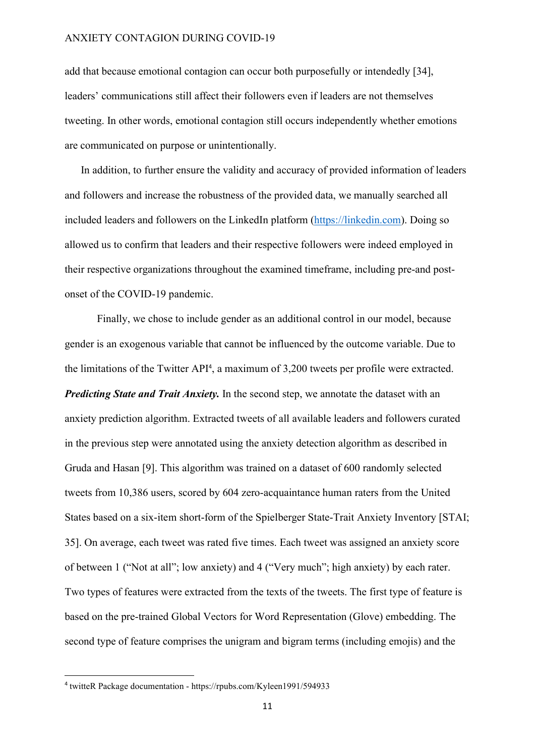add that because emotional contagion can occur both purposefully or intendedly [34], leaders' communications still affect their followers even if leaders are not themselves tweeting. In other words, emotional contagion still occurs independently whether emotions are communicated on purpose or unintentionally.

In addition, to further ensure the validity and accuracy of provided information of leaders and followers and increase the robustness of the provided data, we manually searched all included leaders and followers on the LinkedIn platform (https://linkedin.com). Doing so allowed us to confirm that leaders and their respective followers were indeed employed in their respective organizations throughout the examined timeframe, including pre-and post-onset of the COVID-19 pandemic.

Finally, we chose to include gender as an additional control in our model, because gender is an exogenous variable that cannot be influenced by the outcome variable. Due to the limitations of the Twitter API[4], a maximum of 3,200 tweets per profile were extracted.

***Predicting State and Trait Anxiety.*** In the second step, we annotate the dataset with an anxiety prediction algorithm. Extracted tweets of all available leaders and followers curated in the previous step were annotated using the anxiety detection algorithm as described in Gruda and Hasan [9]. This algorithm was trained on a dataset of 600 randomly selected tweets from 10,386 users, scored by 604 zero-acquaintance human raters from the United States based on a six-item short-form of the Spielberger State-Trait Anxiety Inventory [STAI; 35]. On average, each tweet was rated five times. Each tweet was assigned an anxiety score of between 1 ("Not at all"; low anxiety) and 4 ("Very much"; high anxiety) by each rater. Two types of features were extracted from the texts of the tweets. The first type of feature is based on the pre-trained Global Vectors for Word Representation (Glove) embedding. The second type of feature comprises the unigram and bigram terms (including emojis) and the

[4] twitteR Package documentation - https://rpubs.com/Kyleen1991/594933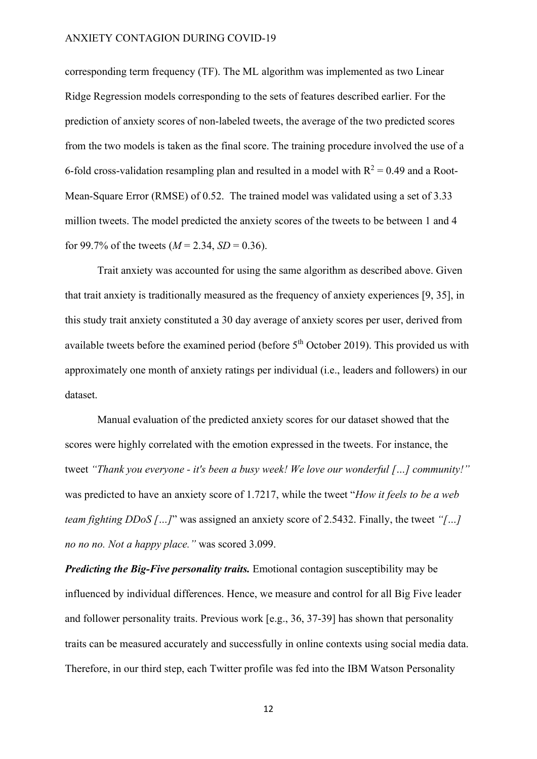corresponding term frequency (TF). The ML algorithm was implemented as two Linear Ridge Regression models corresponding to the sets of features described earlier. For the prediction of anxiety scores of non-labeled tweets, the average of the two predicted scores from the two models is taken as the final score. The training procedure involved the use of a 6-fold cross-validation resampling plan and resulted in a model with $R^2 = 0.49$ and a Root-Mean-Square Error (RMSE) of 0.52. The trained model was validated using a set of 3.33 million tweets. The model predicted the anxiety scores of the tweets to be between 1 and 4 for 99.7% of the tweets ($M = 2.34$, $SD = 0.36$).

Trait anxiety was accounted for using the same algorithm as described above. Given that trait anxiety is traditionally measured as the frequency of anxiety experiences [9, 35], in this study trait anxiety constituted a 30 day average of anxiety scores per user, derived from available tweets before the examined period (before 5th October 2019). This provided us with approximately one month of anxiety ratings per individual (i.e., leaders and followers) in our dataset.

Manual evaluation of the predicted anxiety scores for our dataset showed that the scores were highly correlated with the emotion expressed in the tweets. For instance, the tweet *"Thank you everyone - it's been a busy week! We love our wonderful […] community!"* was predicted to have an anxiety score of 1.7217, while the tweet "*How it feels to be a web team fighting DDoS […]*" was assigned an anxiety score of 2.5432. Finally, the tweet *"[…] no no no. Not a happy place."* was scored 3.099.

***Predicting the Big-Five personality traits.*** Emotional contagion susceptibility may be influenced by individual differences. Hence, we measure and control for all Big Five leader and follower personality traits. Previous work [e.g., 36, 37-39] has shown that personality traits can be measured accurately and successfully in online contexts using social media data. Therefore, in our third step, each Twitter profile was fed into the IBM Watson Personality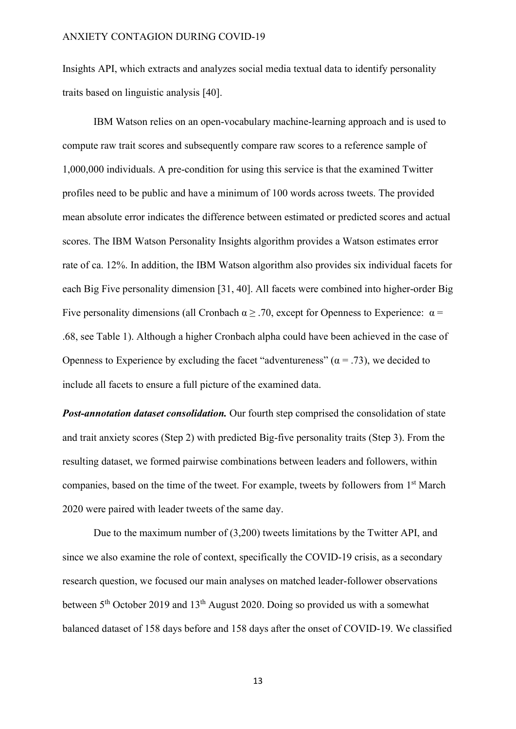Insights API, which extracts and analyzes social media textual data to identify personality traits based on linguistic analysis [40].

IBM Watson relies on an open-vocabulary machine-learning approach and is used to compute raw trait scores and subsequently compare raw scores to a reference sample of 1,000,000 individuals. A pre-condition for using this service is that the examined Twitter profiles need to be public and have a minimum of 100 words across tweets. The provided mean absolute error indicates the difference between estimated or predicted scores and actual scores. The IBM Watson Personality Insights algorithm provides a Watson estimates error rate of ca. 12%. In addition, the IBM Watson algorithm also provides six individual facets for each Big Five personality dimension [31, 40]. All facets were combined into higher-order Big Five personality dimensions (all Cronbach $\alpha \geq .70$, except for Openness to Experience: $\alpha = .68$, see Table 1). Although a higher Cronbach alpha could have been achieved in the case of Openness to Experience by excluding the facet "adventureness" ($\alpha = .73$), we decided to include all facets to ensure a full picture of the examined data.

***Post-annotation dataset consolidation.*** Our fourth step comprised the consolidation of state and trait anxiety scores (Step 2) with predicted Big-five personality traits (Step 3). From the resulting dataset, we formed pairwise combinations between leaders and followers, within companies, based on the time of the tweet. For example, tweets by followers from 1st March 2020 were paired with leader tweets of the same day.

Due to the maximum number of (3,200) tweets limitations by the Twitter API, and since we also examine the role of context, specifically the COVID-19 crisis, as a secondary research question, we focused our main analyses on matched leader-follower observations between 5th October 2019 and 13th August 2020. Doing so provided us with a somewhat balanced dataset of 158 days before and 158 days after the onset of COVID-19. We classified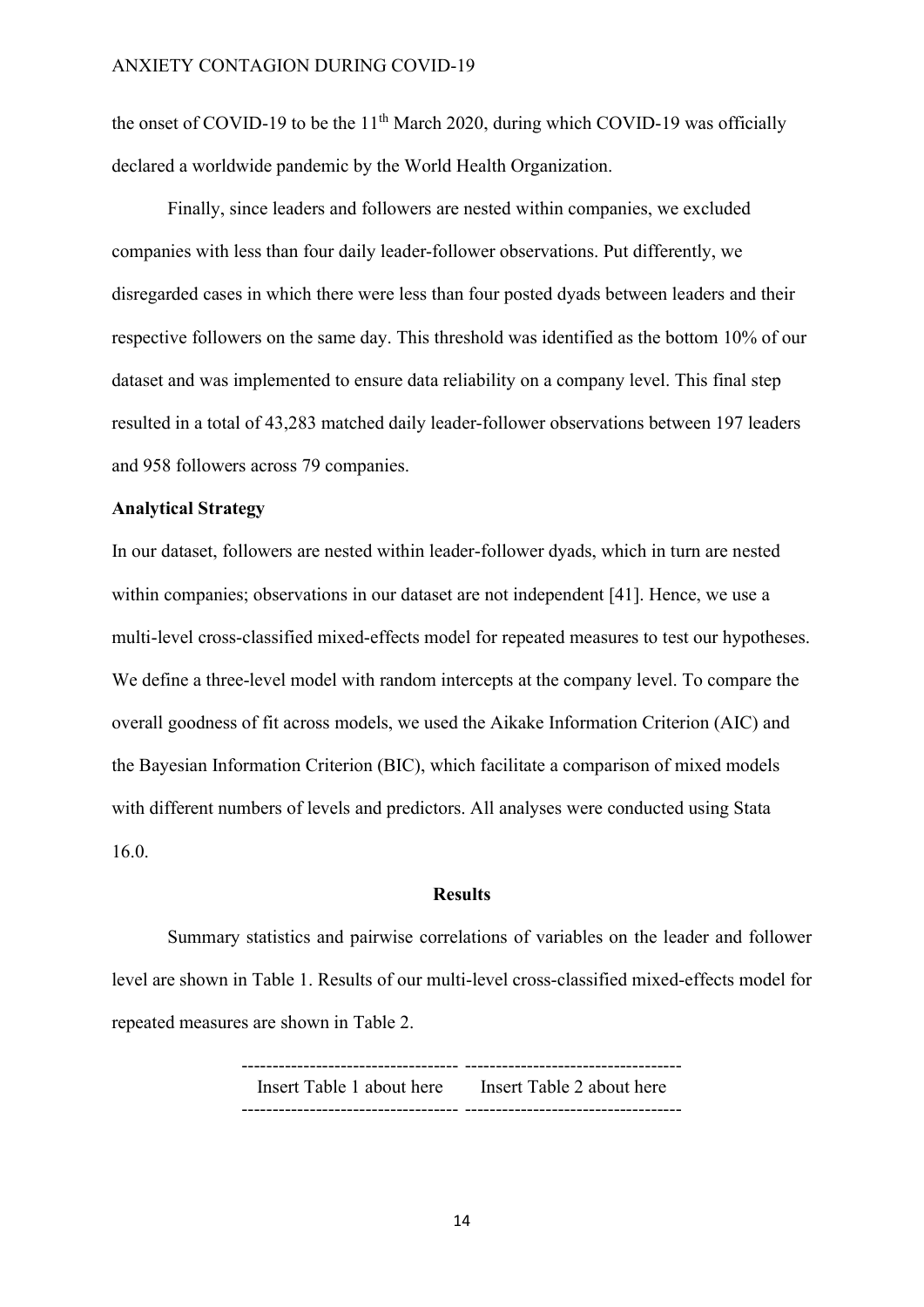the onset of COVID-19 to be the 11th March 2020, during which COVID-19 was officially declared a worldwide pandemic by the World Health Organization.

Finally, since leaders and followers are nested within companies, we excluded companies with less than four daily leader-follower observations. Put differently, we disregarded cases in which there were less than four posted dyads between leaders and their respective followers on the same day. This threshold was identified as the bottom 10% of our dataset and was implemented to ensure data reliability on a company level. This final step resulted in a total of 43,283 matched daily leader-follower observations between 197 leaders and 958 followers across 79 companies.

**Analytical Strategy**

In our dataset, followers are nested within leader-follower dyads, which in turn are nested within companies; observations in our dataset are not independent [41]. Hence, we use a multi-level cross-classified mixed-effects model for repeated measures to test our hypotheses. We define a three-level model with random intercepts at the company level. To compare the overall goodness of fit across models, we used the Aikake Information Criterion (AIC) and the Bayesian Information Criterion (BIC), which facilitate a comparison of mixed models with different numbers of levels and predictors. All analyses were conducted using Stata 16.0.

## Results

Summary statistics and pairwise correlations of variables on the leader and follower level are shown in Table 1. Results of our multi-level cross-classified mixed-effects model for repeated measures are shown in Table 2.

---

Insert Table 1 about here    Insert Table 2 about here

---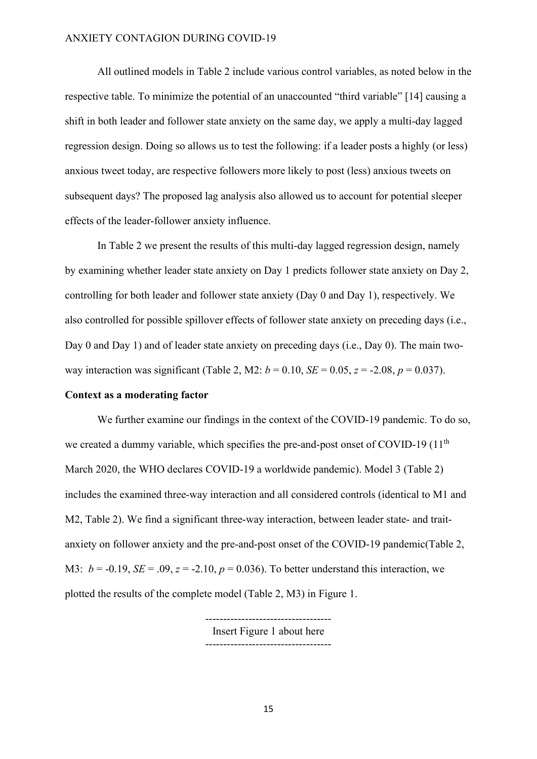All outlined models in Table 2 include various control variables, as noted below in the respective table. To minimize the potential of an unaccounted "third variable" [14] causing a shift in both leader and follower state anxiety on the same day, we apply a multi-day lagged regression design. Doing so allows us to test the following: if a leader posts a highly (or less) anxious tweet today, are respective followers more likely to post (less) anxious tweets on subsequent days? The proposed lag analysis also allowed us to account for potential sleeper effects of the leader-follower anxiety influence.

In Table 2 we present the results of this multi-day lagged regression design, namely by examining whether leader state anxiety on Day 1 predicts follower state anxiety on Day 2, controlling for both leader and follower state anxiety (Day 0 and Day 1), respectively. We also controlled for possible spillover effects of follower state anxiety on preceding days (i.e., Day 0 and Day 1) and of leader state anxiety on preceding days (i.e., Day 0). The main two-way interaction was significant (Table 2, M2: $b = 0.10$, $SE = 0.05$, $z = -2.08$, $p = 0.037$).

**Context as a moderating factor**

We further examine our findings in the context of the COVID-19 pandemic. To do so, we created a dummy variable, which specifies the pre-and-post onset of COVID-19 (11th March 2020, the WHO declares COVID-19 a worldwide pandemic). Model 3 (Table 2) includes the examined three-way interaction and all considered controls (identical to M1 and M2, Table 2). We find a significant three-way interaction, between leader state- and trait-anxiety on follower anxiety and the pre-and-post onset of the COVID-19 pandemic(Table 2, M3: $b = -0.19$, $SE = .09$, $z = -2.10$, $p = 0.036$). To better understand this interaction, we plotted the results of the complete model (Table 2, M3) in Figure 1.

-----------------------------------
Insert Figure 1 about here
-----------------------------------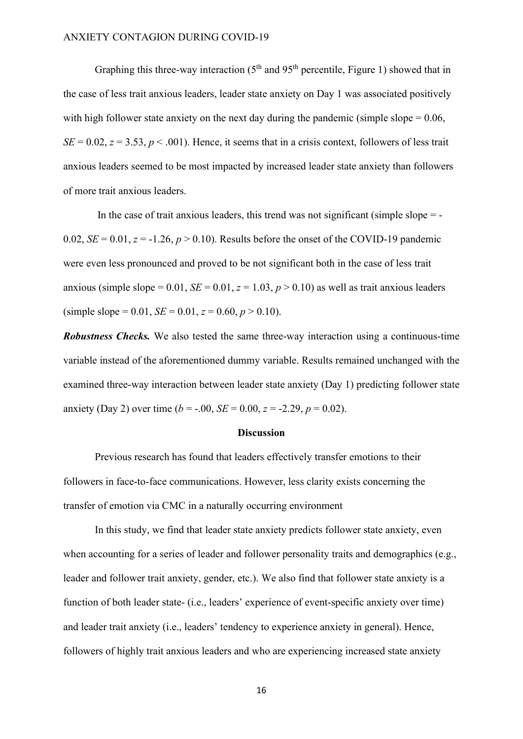Graphing this three-way interaction (5th and 95th percentile, Figure 1) showed that in the case of less trait anxious leaders, leader state anxiety on Day 1 was associated positively with high follower state anxiety on the next day during the pandemic (simple slope = 0.06, $SE = 0.02$, $z = 3.53$, $p < .001$). Hence, it seems that in a crisis context, followers of less trait anxious leaders seemed to be most impacted by increased leader state anxiety than followers of more trait anxious leaders.

In the case of trait anxious leaders, this trend was not significant (simple slope = -0.02, $SE = 0.01$, $z = -1.26$, $p > 0.10$). Results before the onset of the COVID-19 pandemic were even less pronounced and proved to be not significant both in the case of less trait anxious (simple slope = 0.01, $SE = 0.01$, $z = 1.03$, $p > 0.10$) as well as trait anxious leaders (simple slope = 0.01, $SE = 0.01$, $z = 0.60$, $p > 0.10$).

***Robustness Checks.*** We also tested the same three-way interaction using a continuous-time variable instead of the aforementioned dummy variable. Results remained unchanged with the examined three-way interaction between leader state anxiety (Day 1) predicting follower state anxiety (Day 2) over time ($b = -.00$, $SE = 0.00$, $z = -2.29$, $p = 0.02$).

## Discussion

Previous research has found that leaders effectively transfer emotions to their followers in face-to-face communications. However, less clarity exists concerning the transfer of emotion via CMC in a naturally occurring environment

In this study, we find that leader state anxiety predicts follower state anxiety, even when accounting for a series of leader and follower personality traits and demographics (e.g., leader and follower trait anxiety, gender, etc.). We also find that follower state anxiety is a function of both leader state- (i.e., leaders' experience of event-specific anxiety over time) and leader trait anxiety (i.e., leaders' tendency to experience anxiety in general). Hence, followers of highly trait anxious leaders and who are experiencing increased state anxiety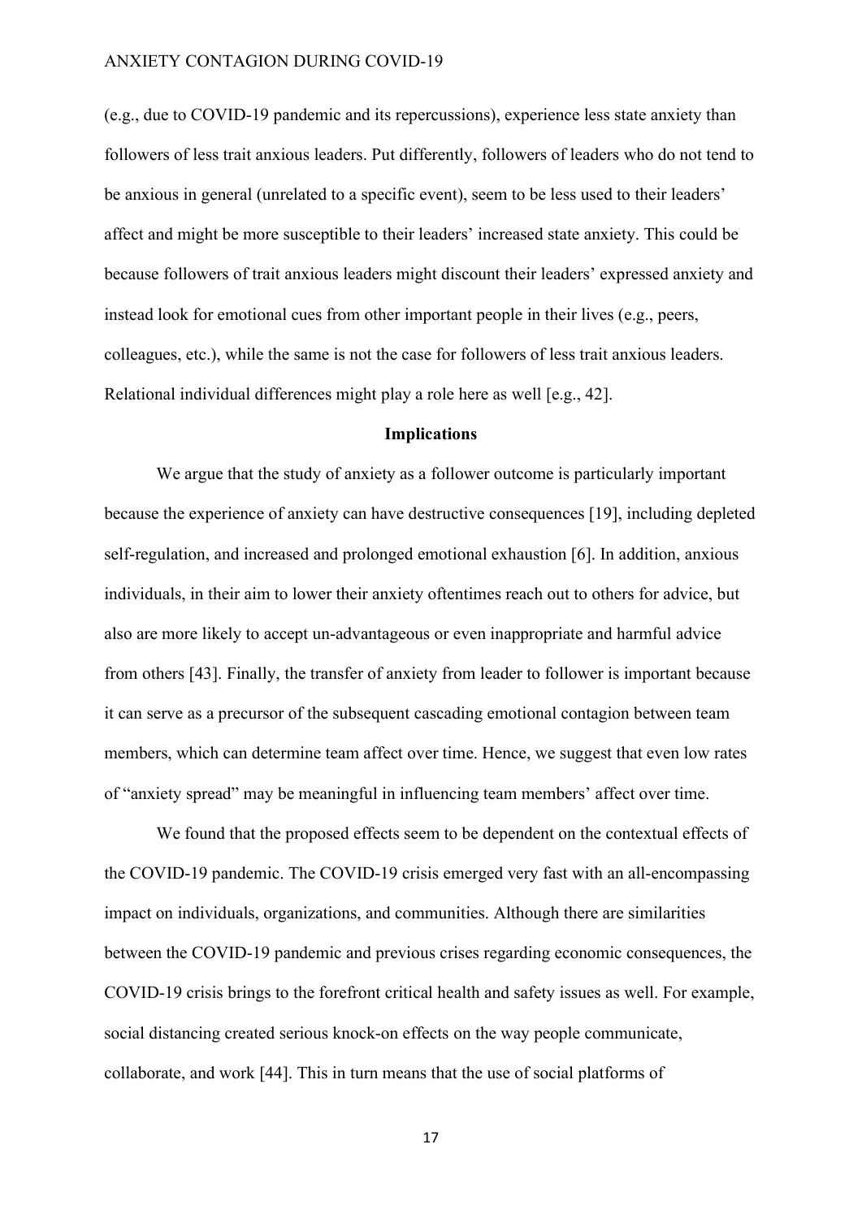(e.g., due to COVID-19 pandemic and its repercussions), experience less state anxiety than followers of less trait anxious leaders. Put differently, followers of leaders who do not tend to be anxious in general (unrelated to a specific event), seem to be less used to their leaders' affect and might be more susceptible to their leaders' increased state anxiety. This could be because followers of trait anxious leaders might discount their leaders' expressed anxiety and instead look for emotional cues from other important people in their lives (e.g., peers, colleagues, etc.), while the same is not the case for followers of less trait anxious leaders. Relational individual differences might play a role here as well [e.g., 42].

## Implications

We argue that the study of anxiety as a follower outcome is particularly important because the experience of anxiety can have destructive consequences [19], including depleted self-regulation, and increased and prolonged emotional exhaustion [6]. In addition, anxious individuals, in their aim to lower their anxiety oftentimes reach out to others for advice, but also are more likely to accept un-advantageous or even inappropriate and harmful advice from others [43]. Finally, the transfer of anxiety from leader to follower is important because it can serve as a precursor of the subsequent cascading emotional contagion between team members, which can determine team affect over time. Hence, we suggest that even low rates of "anxiety spread" may be meaningful in influencing team members' affect over time.

We found that the proposed effects seem to be dependent on the contextual effects of the COVID-19 pandemic. The COVID-19 crisis emerged very fast with an all-encompassing impact on individuals, organizations, and communities. Although there are similarities between the COVID-19 pandemic and previous crises regarding economic consequences, the COVID-19 crisis brings to the forefront critical health and safety issues as well. For example, social distancing created serious knock-on effects on the way people communicate, collaborate, and work [44]. This in turn means that the use of social platforms of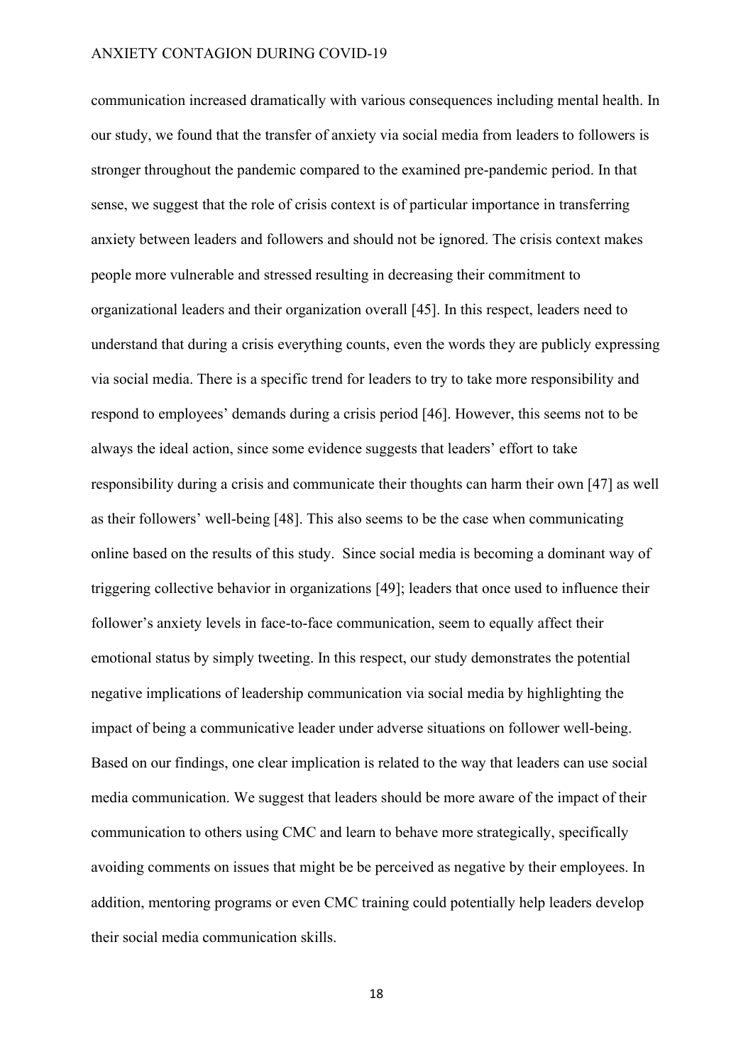communication increased dramatically with various consequences including mental health. In our study, we found that the transfer of anxiety via social media from leaders to followers is stronger throughout the pandemic compared to the examined pre-pandemic period. In that sense, we suggest that the role of crisis context is of particular importance in transferring anxiety between leaders and followers and should not be ignored. The crisis context makes people more vulnerable and stressed resulting in decreasing their commitment to organizational leaders and their organization overall [45]. In this respect, leaders need to understand that during a crisis everything counts, even the words they are publicly expressing via social media. There is a specific trend for leaders to try to take more responsibility and respond to employees' demands during a crisis period [46]. However, this seems not to be always the ideal action, since some evidence suggests that leaders' effort to take responsibility during a crisis and communicate their thoughts can harm their own [47] as well as their followers' well-being [48]. This also seems to be the case when communicating online based on the results of this study. Since social media is becoming a dominant way of triggering collective behavior in organizations [49]; leaders that once used to influence their follower's anxiety levels in face-to-face communication, seem to equally affect their emotional status by simply tweeting. In this respect, our study demonstrates the potential negative implications of leadership communication via social media by highlighting the impact of being a communicative leader under adverse situations on follower well-being. Based on our findings, one clear implication is related to the way that leaders can use social media communication. We suggest that leaders should be more aware of the impact of their communication to others using CMC and learn to behave more strategically, specifically avoiding comments on issues that might be be perceived as negative by their employees. In addition, mentoring programs or even CMC training could potentially help leaders develop their social media communication skills.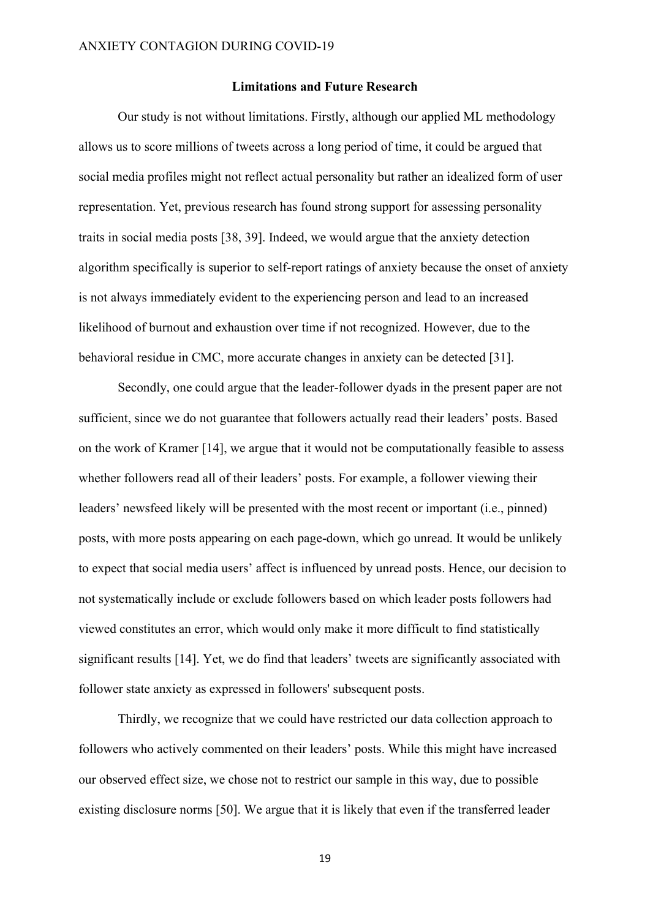## Limitations and Future Research

Our study is not without limitations. Firstly, although our applied ML methodology allows us to score millions of tweets across a long period of time, it could be argued that social media profiles might not reflect actual personality but rather an idealized form of user representation. Yet, previous research has found strong support for assessing personality traits in social media posts [38, 39]. Indeed, we would argue that the anxiety detection algorithm specifically is superior to self-report ratings of anxiety because the onset of anxiety is not always immediately evident to the experiencing person and lead to an increased likelihood of burnout and exhaustion over time if not recognized. However, due to the behavioral residue in CMC, more accurate changes in anxiety can be detected [31].

Secondly, one could argue that the leader-follower dyads in the present paper are not sufficient, since we do not guarantee that followers actually read their leaders' posts. Based on the work of Kramer [14], we argue that it would not be computationally feasible to assess whether followers read all of their leaders' posts. For example, a follower viewing their leaders' newsfeed likely will be presented with the most recent or important (i.e., pinned) posts, with more posts appearing on each page-down, which go unread. It would be unlikely to expect that social media users' affect is influenced by unread posts. Hence, our decision to not systematically include or exclude followers based on which leader posts followers had viewed constitutes an error, which would only make it more difficult to find statistically significant results [14]. Yet, we do find that leaders' tweets are significantly associated with follower state anxiety as expressed in followers' subsequent posts.

Thirdly, we recognize that we could have restricted our data collection approach to followers who actively commented on their leaders' posts. While this might have increased our observed effect size, we chose not to restrict our sample in this way, due to possible existing disclosure norms [50]. We argue that it is likely that even if the transferred leader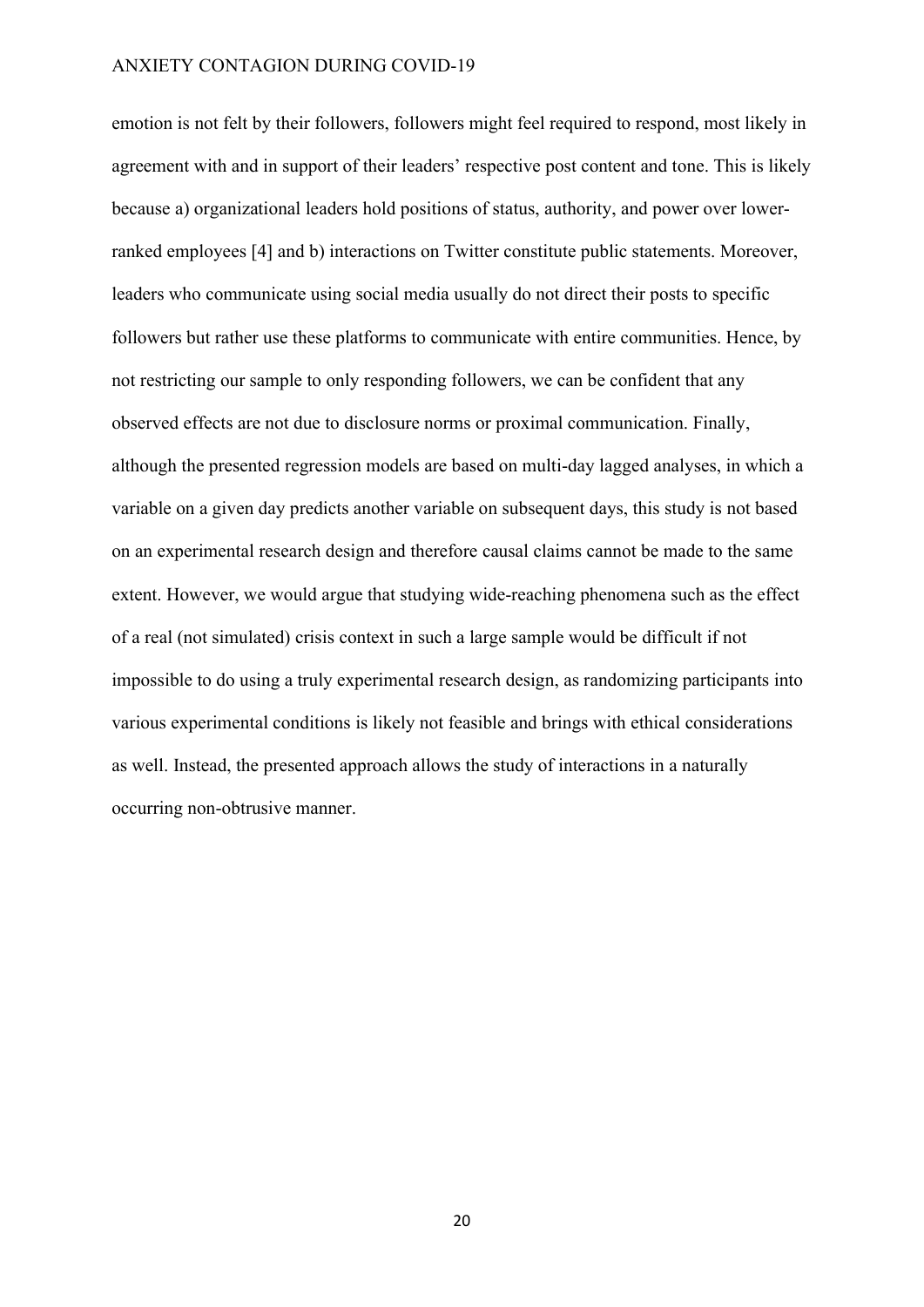emotion is not felt by their followers, followers might feel required to respond, most likely in agreement with and in support of their leaders' respective post content and tone. This is likely because a) organizational leaders hold positions of status, authority, and power over lower-ranked employees [4] and b) interactions on Twitter constitute public statements. Moreover, leaders who communicate using social media usually do not direct their posts to specific followers but rather use these platforms to communicate with entire communities. Hence, by not restricting our sample to only responding followers, we can be confident that any observed effects are not due to disclosure norms or proximal communication. Finally, although the presented regression models are based on multi-day lagged analyses, in which a variable on a given day predicts another variable on subsequent days, this study is not based on an experimental research design and therefore causal claims cannot be made to the same extent. However, we would argue that studying wide-reaching phenomena such as the effect of a real (not simulated) crisis context in such a large sample would be difficult if not impossible to do using a truly experimental research design, as randomizing participants into various experimental conditions is likely not feasible and brings with ethical considerations as well. Instead, the presented approach allows the study of interactions in a naturally occurring non-obtrusive manner.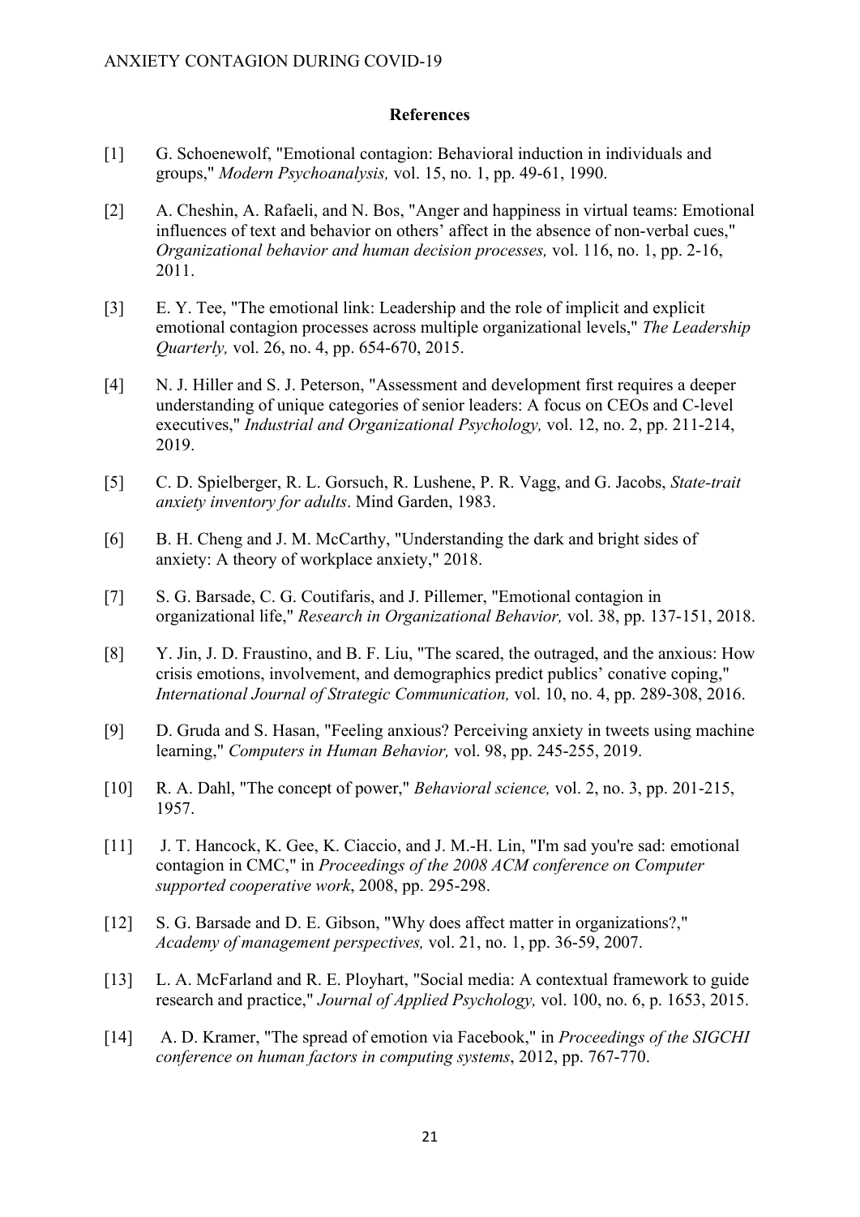## References

[1] G. Schoenewolf, "Emotional contagion: Behavioral induction in individuals and groups," *Modern Psychoanalysis,* vol. 15, no. 1, pp. 49-61, 1990.

[2] A. Cheshin, A. Rafaeli, and N. Bos, "Anger and happiness in virtual teams: Emotional influences of text and behavior on others' affect in the absence of non-verbal cues," *Organizational behavior and human decision processes,* vol. 116, no. 1, pp. 2-16, 2011.

[3] E. Y. Tee, "The emotional link: Leadership and the role of implicit and explicit emotional contagion processes across multiple organizational levels," *The Leadership Quarterly,* vol. 26, no. 4, pp. 654-670, 2015.

[4] N. J. Hiller and S. J. Peterson, "Assessment and development first requires a deeper understanding of unique categories of senior leaders: A focus on CEOs and C-level executives," *Industrial and Organizational Psychology,* vol. 12, no. 2, pp. 211-214, 2019.

[5] C. D. Spielberger, R. L. Gorsuch, R. Lushene, P. R. Vagg, and G. Jacobs, *State-trait anxiety inventory for adults*. Mind Garden, 1983.

[6] B. H. Cheng and J. M. McCarthy, "Understanding the dark and bright sides of anxiety: A theory of workplace anxiety," 2018.

[7] S. G. Barsade, C. G. Coutifaris, and J. Pillemer, "Emotional contagion in organizational life," *Research in Organizational Behavior,* vol. 38, pp. 137-151, 2018.

[8] Y. Jin, J. D. Fraustino, and B. F. Liu, "The scared, the outraged, and the anxious: How crisis emotions, involvement, and demographics predict publics' conative coping," *International Journal of Strategic Communication,* vol. 10, no. 4, pp. 289-308, 2016.

[9] D. Gruda and S. Hasan, "Feeling anxious? Perceiving anxiety in tweets using machine learning," *Computers in Human Behavior,* vol. 98, pp. 245-255, 2019.

[10] R. A. Dahl, "The concept of power," *Behavioral science,* vol. 2, no. 3, pp. 201-215, 1957.

[11] J. T. Hancock, K. Gee, K. Ciaccio, and J. M.-H. Lin, "I'm sad you're sad: emotional contagion in CMC," in *Proceedings of the 2008 ACM conference on Computer supported cooperative work*, 2008, pp. 295-298.

[12] S. G. Barsade and D. E. Gibson, "Why does affect matter in organizations?," *Academy of management perspectives,* vol. 21, no. 1, pp. 36-59, 2007.

[13] L. A. McFarland and R. E. Ployhart, "Social media: A contextual framework to guide research and practice," *Journal of Applied Psychology,* vol. 100, no. 6, p. 1653, 2015.

[14] A. D. Kramer, "The spread of emotion via Facebook," in *Proceedings of the SIGCHI conference on human factors in computing systems*, 2012, pp. 767-770.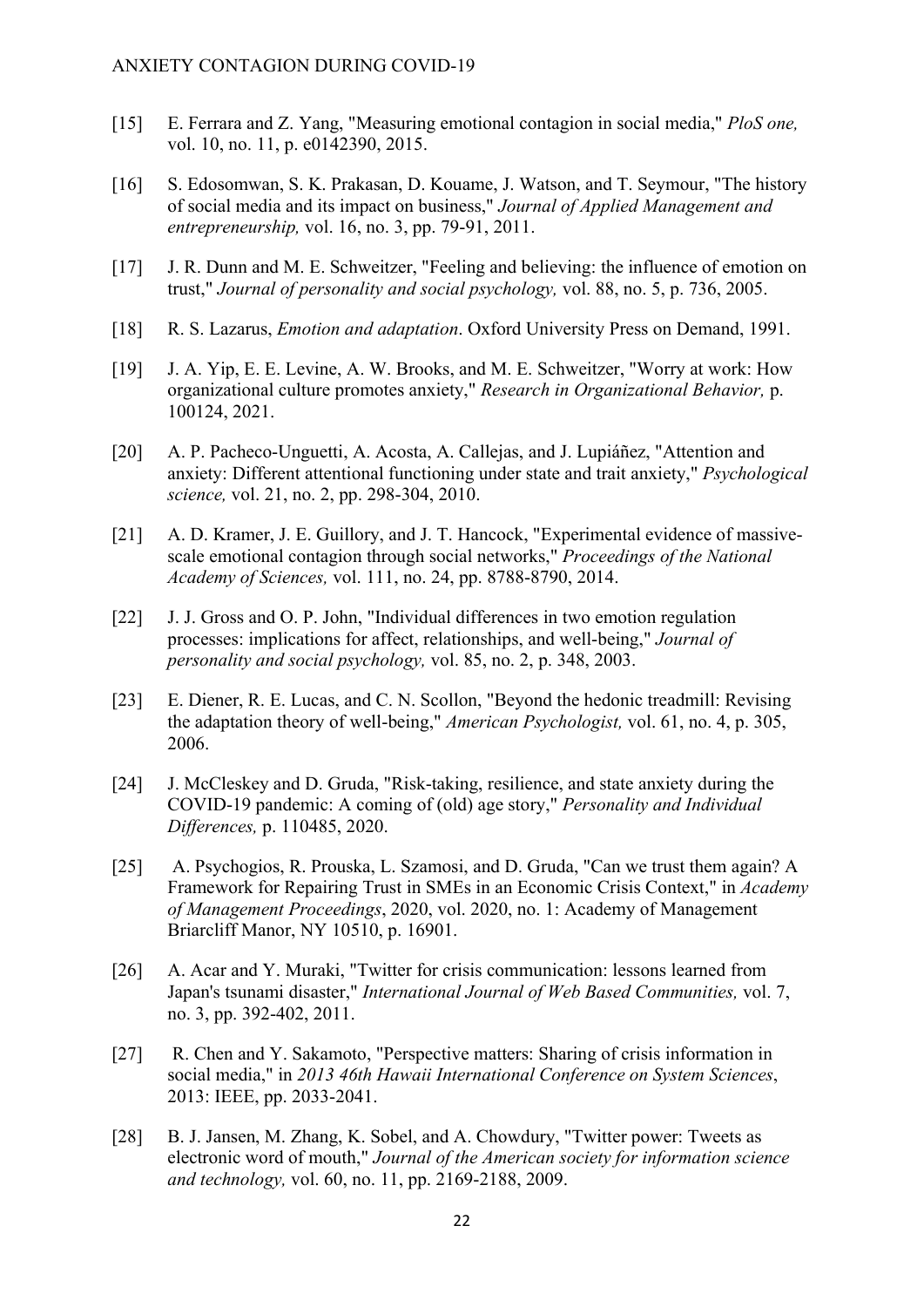[15] E. Ferrara and Z. Yang, "Measuring emotional contagion in social media," *PloS one,* vol. 10, no. 11, p. e0142390, 2015.

[16] S. Edosomwan, S. K. Prakasan, D. Kouame, J. Watson, and T. Seymour, "The history of social media and its impact on business," *Journal of Applied Management and entrepreneurship,* vol. 16, no. 3, pp. 79-91, 2011.

[17] J. R. Dunn and M. E. Schweitzer, "Feeling and believing: the influence of emotion on trust," *Journal of personality and social psychology,* vol. 88, no. 5, p. 736, 2005.

[18] R. S. Lazarus, *Emotion and adaptation*. Oxford University Press on Demand, 1991.

[19] J. A. Yip, E. E. Levine, A. W. Brooks, and M. E. Schweitzer, "Worry at work: How organizational culture promotes anxiety," *Research in Organizational Behavior,* p. 100124, 2021.

[20] A. P. Pacheco-Unguetti, A. Acosta, A. Callejas, and J. Lupiáñez, "Attention and anxiety: Different attentional functioning under state and trait anxiety," *Psychological science,* vol. 21, no. 2, pp. 298-304, 2010.

[21] A. D. Kramer, J. E. Guillory, and J. T. Hancock, "Experimental evidence of massive-scale emotional contagion through social networks," *Proceedings of the National Academy of Sciences,* vol. 111, no. 24, pp. 8788-8790, 2014.

[22] J. J. Gross and O. P. John, "Individual differences in two emotion regulation processes: implications for affect, relationships, and well-being," *Journal of personality and social psychology,* vol. 85, no. 2, p. 348, 2003.

[23] E. Diener, R. E. Lucas, and C. N. Scollon, "Beyond the hedonic treadmill: Revising the adaptation theory of well-being," *American Psychologist,* vol. 61, no. 4, p. 305, 2006.

[24] J. McCleskey and D. Gruda, "Risk-taking, resilience, and state anxiety during the COVID-19 pandemic: A coming of (old) age story," *Personality and Individual Differences,* p. 110485, 2020.

[25] A. Psychogios, R. Prouska, L. Szamosi, and D. Gruda, "Can we trust them again? A Framework for Repairing Trust in SMEs in an Economic Crisis Context," in *Academy of Management Proceedings*, 2020, vol. 2020, no. 1: Academy of Management Briarcliff Manor, NY 10510, p. 16901.

[26] A. Acar and Y. Muraki, "Twitter for crisis communication: lessons learned from Japan's tsunami disaster," *International Journal of Web Based Communities,* vol. 7, no. 3, pp. 392-402, 2011.

[27] R. Chen and Y. Sakamoto, "Perspective matters: Sharing of crisis information in social media," in *2013 46th Hawaii International Conference on System Sciences*, 2013: IEEE, pp. 2033-2041.

[28] B. J. Jansen, M. Zhang, K. Sobel, and A. Chowdury, "Twitter power: Tweets as electronic word of mouth," *Journal of the American society for information science and technology,* vol. 60, no. 11, pp. 2169-2188, 2009.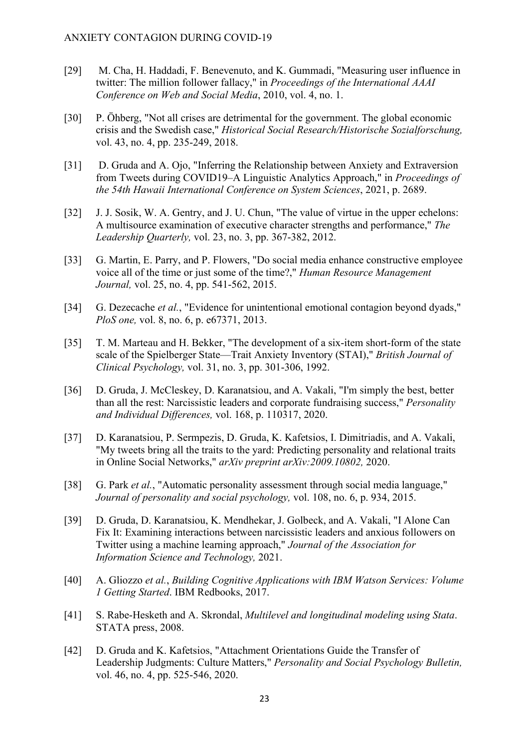[29] M. Cha, H. Haddadi, F. Benevenuto, and K. Gummadi, "Measuring user influence in twitter: The million follower fallacy," in *Proceedings of the International AAAI Conference on Web and Social Media*, 2010, vol. 4, no. 1.

[30] P. Öhberg, "Not all crises are detrimental for the government. The global economic crisis and the Swedish case," *Historical Social Research/Historische Sozialforschung,* vol. 43, no. 4, pp. 235-249, 2018.

[31] D. Gruda and A. Ojo, "Inferring the Relationship between Anxiety and Extraversion from Tweets during COVID19–A Linguistic Analytics Approach," in *Proceedings of the 54th Hawaii International Conference on System Sciences*, 2021, p. 2689.

[32] J. J. Sosik, W. A. Gentry, and J. U. Chun, "The value of virtue in the upper echelons: A multisource examination of executive character strengths and performance," *The Leadership Quarterly,* vol. 23, no. 3, pp. 367-382, 2012.

[33] G. Martin, E. Parry, and P. Flowers, "Do social media enhance constructive employee voice all of the time or just some of the time?," *Human Resource Management Journal,* vol. 25, no. 4, pp. 541-562, 2015.

[34] G. Dezecache *et al.*, "Evidence for unintentional emotional contagion beyond dyads," *PloS one,* vol. 8, no. 6, p. e67371, 2013.

[35] T. M. Marteau and H. Bekker, "The development of a six-item short-form of the state scale of the Spielberger State—Trait Anxiety Inventory (STAI)," *British Journal of Clinical Psychology,* vol. 31, no. 3, pp. 301-306, 1992.

[36] D. Gruda, J. McCleskey, D. Karanatsiou, and A. Vakali, "I'm simply the best, better than all the rest: Narcissistic leaders and corporate fundraising success," *Personality and Individual Differences,* vol. 168, p. 110317, 2020.

[37] D. Karanatsiou, P. Sermpezis, D. Gruda, K. Kafetsios, I. Dimitriadis, and A. Vakali, "My tweets bring all the traits to the yard: Predicting personality and relational traits in Online Social Networks," *arXiv preprint arXiv:2009.10802,* 2020.

[38] G. Park *et al.*, "Automatic personality assessment through social media language," *Journal of personality and social psychology,* vol. 108, no. 6, p. 934, 2015.

[39] D. Gruda, D. Karanatsiou, K. Mendhekar, J. Golbeck, and A. Vakali, "I Alone Can Fix It: Examining interactions between narcissistic leaders and anxious followers on Twitter using a machine learning approach," *Journal of the Association for Information Science and Technology,* 2021.

[40] A. Gliozzo *et al.*, *Building Cognitive Applications with IBM Watson Services: Volume 1 Getting Started*. IBM Redbooks, 2017.

[41] S. Rabe-Hesketh and A. Skrondal, *Multilevel and longitudinal modeling using Stata*. STATA press, 2008.

[42] D. Gruda and K. Kafetsios, "Attachment Orientations Guide the Transfer of Leadership Judgments: Culture Matters," *Personality and Social Psychology Bulletin,* vol. 46, no. 4, pp. 525-546, 2020.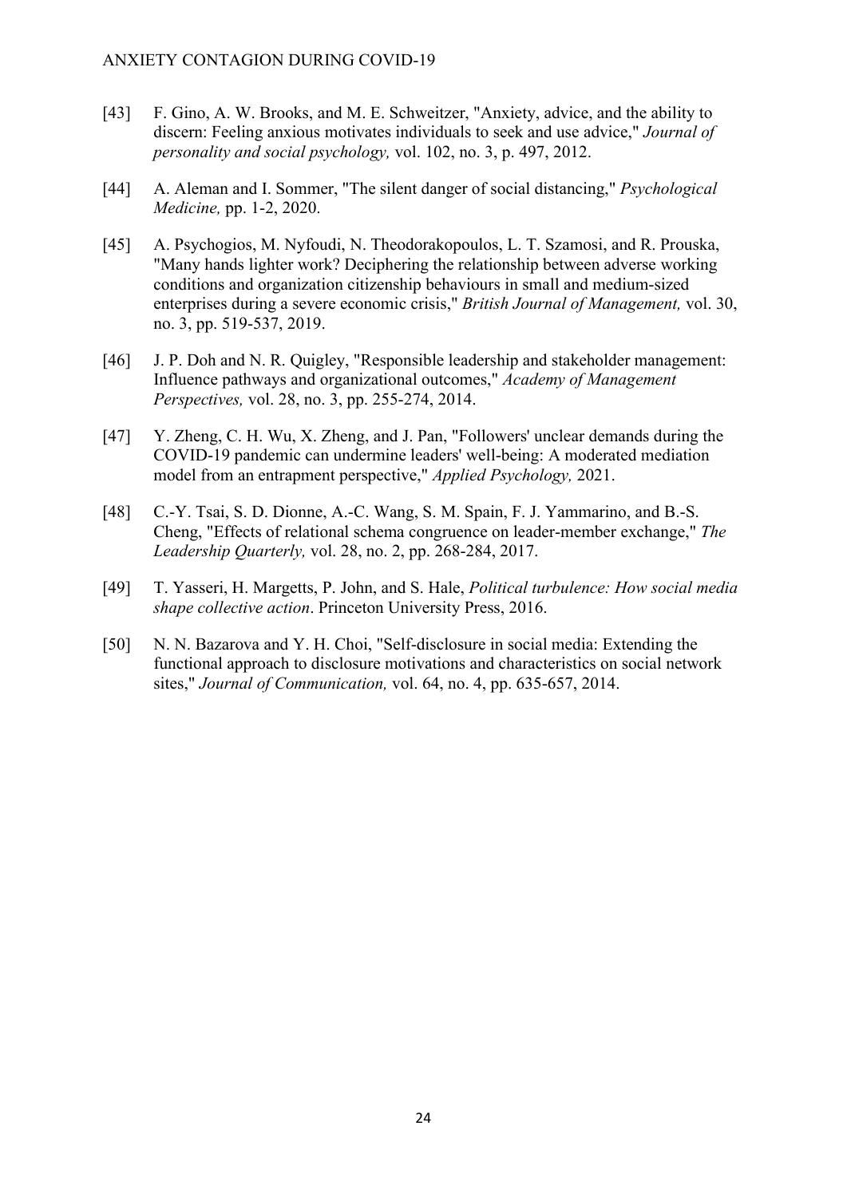[43] F. Gino, A. W. Brooks, and M. E. Schweitzer, "Anxiety, advice, and the ability to discern: Feeling anxious motivates individuals to seek and use advice," *Journal of personality and social psychology,* vol. 102, no. 3, p. 497, 2012.

[44] A. Aleman and I. Sommer, "The silent danger of social distancing," *Psychological Medicine,* pp. 1-2, 2020.

[45] A. Psychogios, M. Nyfoudi, N. Theodorakopoulos, L. T. Szamosi, and R. Prouska, "Many hands lighter work? Deciphering the relationship between adverse working conditions and organization citizenship behaviours in small and medium-sized enterprises during a severe economic crisis," *British Journal of Management,* vol. 30, no. 3, pp. 519-537, 2019.

[46] J. P. Doh and N. R. Quigley, "Responsible leadership and stakeholder management: Influence pathways and organizational outcomes," *Academy of Management Perspectives,* vol. 28, no. 3, pp. 255-274, 2014.

[47] Y. Zheng, C. H. Wu, X. Zheng, and J. Pan, "Followers' unclear demands during the COVID-19 pandemic can undermine leaders' well-being: A moderated mediation model from an entrapment perspective," *Applied Psychology,* 2021.

[48] C.-Y. Tsai, S. D. Dionne, A.-C. Wang, S. M. Spain, F. J. Yammarino, and B.-S. Cheng, "Effects of relational schema congruence on leader-member exchange," *The Leadership Quarterly,* vol. 28, no. 2, pp. 268-284, 2017.

[49] T. Yasseri, H. Margetts, P. John, and S. Hale, *Political turbulence: How social media shape collective action*. Princeton University Press, 2016.

[50] N. N. Bazarova and Y. H. Choi, "Self-disclosure in social media: Extending the functional approach to disclosure motivations and characteristics on social network sites," *Journal of Communication,* vol. 64, no. 4, pp. 635-657, 2014.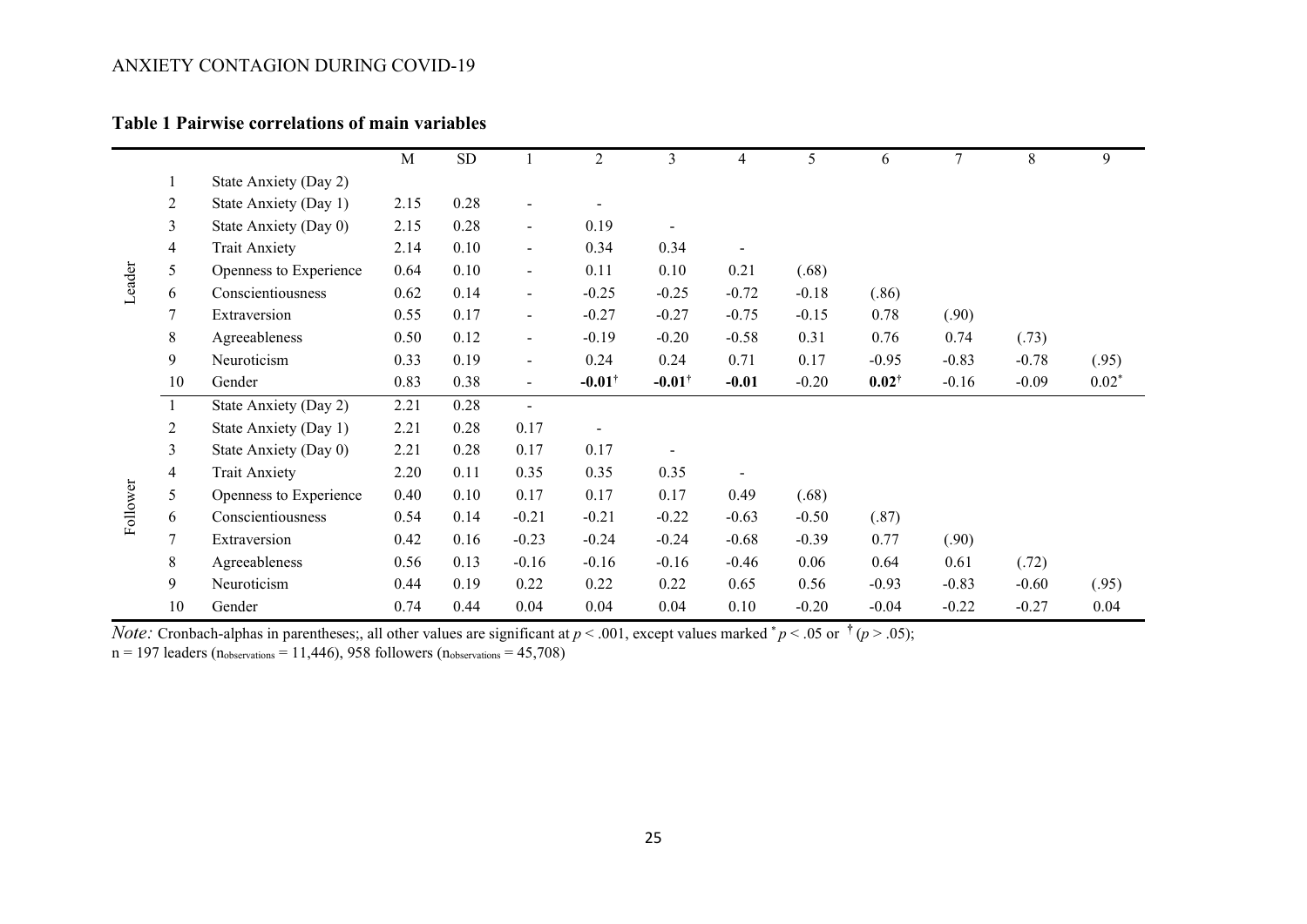**Table 1 Pairwise correlations of main variables**

| | | | M | SD | 1 | 2 | 3 | 4 | 5 | 6 | 7 | 8 | 9 |
|---|---|---|---|---|---|---|---|---|---|---|---|---|---|
| Leader | 1 | State Anxiety (Day 2) | | | | | | | | | | | |
| | 2 | State Anxiety (Day 1) | 2.15 | 0.28 | - | - | | | | | | | |
| | 3 | State Anxiety (Day 0) | 2.15 | 0.28 | - | 0.19 | - | | | | | | |
| | 4 | Trait Anxiety | 2.14 | 0.10 | - | 0.34 | 0.34 | - | | | | | |
| | 5 | Openness to Experience | 0.64 | 0.10 | - | 0.11 | 0.10 | 0.21 | (.68) | | | | |
| | 6 | Conscientiousness | 0.62 | 0.14 | - | -0.25 | -0.25 | -0.72 | -0.18 | (.86) | | | |
| | 7 | Extraversion | 0.55 | 0.17 | - | -0.27 | -0.27 | -0.75 | -0.15 | 0.78 | (.90) | | |
| | 8 | Agreeableness | 0.50 | 0.12 | - | -0.19 | -0.20 | -0.58 | 0.31 | 0.76 | 0.74 | (.73) | |
| | 9 | Neuroticism | 0.33 | 0.19 | - | 0.24 | 0.24 | 0.71 | 0.17 | -0.95 | -0.83 | -0.78 | (.95) |
| | 10 | Gender | 0.83 | 0.38 | - | **-0.01**† | **-0.01**† | **-0.01** | -0.20 | **0.02**† | -0.16 | -0.09 | 0.02* |
| Follower | 1 | State Anxiety (Day 2) | 2.21 | 0.28 | - | | | | | | | | |
| | 2 | State Anxiety (Day 1) | 2.21 | 0.28 | 0.17 | - | | | | | | | |
| | 3 | State Anxiety (Day 0) | 2.21 | 0.28 | 0.17 | 0.17 | - | | | | | | |
| | 4 | Trait Anxiety | 2.20 | 0.11 | 0.35 | 0.35 | 0.35 | - | | | | | |
| | 5 | Openness to Experience | 0.40 | 0.10 | 0.17 | 0.17 | 0.17 | 0.49 | (.68) | | | | |
| | 6 | Conscientiousness | 0.54 | 0.14 | -0.21 | -0.21 | -0.22 | -0.63 | -0.50 | (.87) | | | |
| | 7 | Extraversion | 0.42 | 0.16 | -0.23 | -0.24 | -0.24 | -0.68 | -0.39 | 0.77 | (.90) | | |
| | 8 | Agreeableness | 0.56 | 0.13 | -0.16 | -0.16 | -0.16 | -0.46 | 0.06 | 0.64 | 0.61 | (.72) | |
| | 9 | Neuroticism | 0.44 | 0.19 | 0.22 | 0.22 | 0.22 | 0.65 | 0.56 | -0.93 | -0.83 | -0.60 | (.95) |
| | 10 | Gender | 0.74 | 0.44 | 0.04 | 0.04 | 0.04 | 0.10 | -0.20 | -0.04 | -0.22 | -0.27 | 0.04 |

*Note:* Cronbach-alphas in parentheses;, all other values are significant at $p < .001$, except values marked * $p < .05$ or † ($p > .05$);
n = 197 leaders ($n_{observations}$ = 11,446), 958 followers ($n_{observations}$ = 45,708)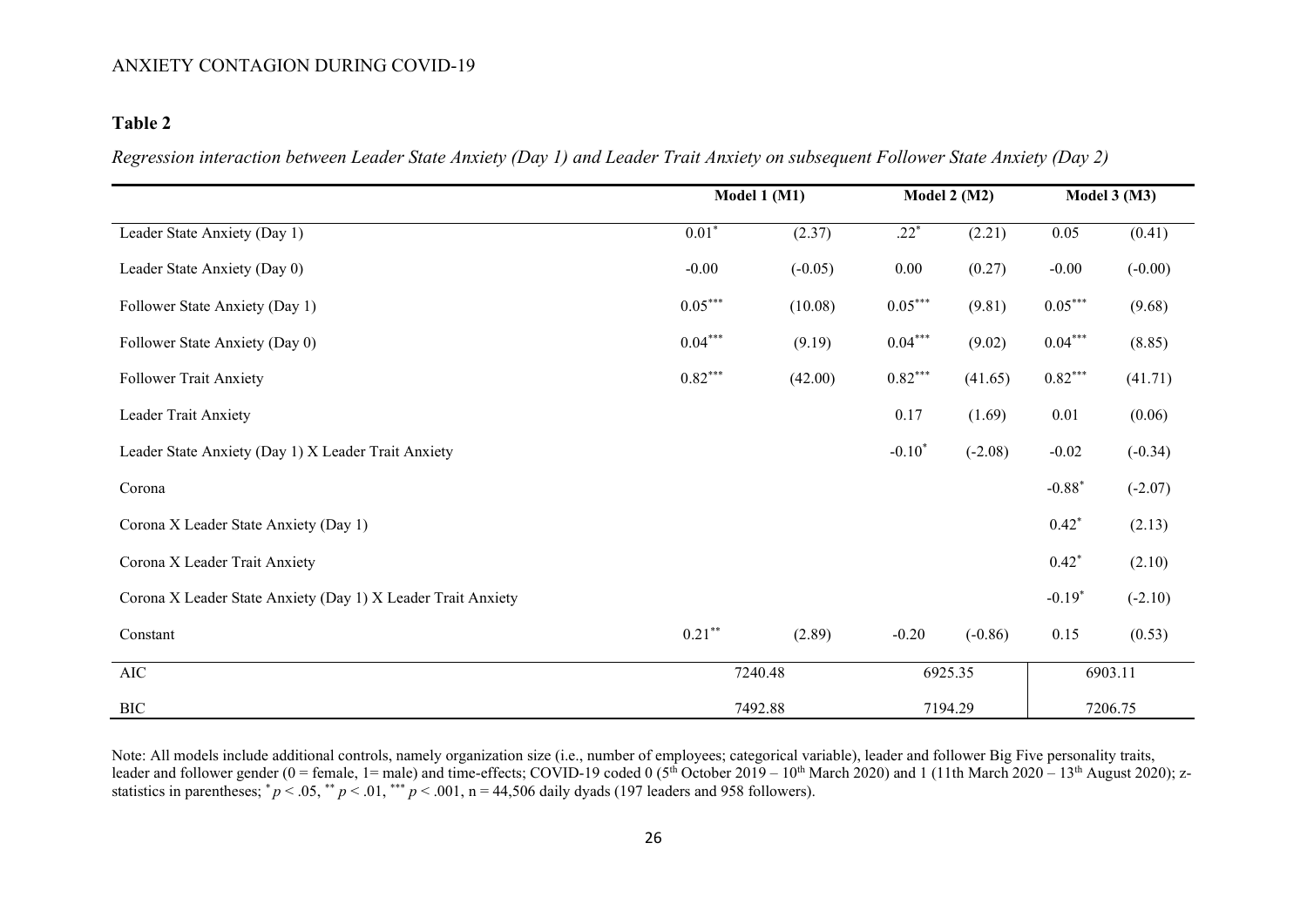**Table 2**

*Regression interaction between Leader State Anxiety (Day 1) and Leader Trait Anxiety on subsequent Follower State Anxiety (Day 2)*

| | Model 1 (M1) | | Model 2 (M2) | | Model 3 (M3) | |
|---|---|---|---|---|---|---|
| Leader State Anxiety (Day 1) | 0.01* | (2.37) | .22* | (2.21) | 0.05 | (0.41) |
| Leader State Anxiety (Day 0) | -0.00 | (-0.05) | 0.00 | (0.27) | -0.00 | (-0.00) |
| Follower State Anxiety (Day 1) | 0.05*** | (10.08) | 0.05*** | (9.81) | 0.05*** | (9.68) |
| Follower State Anxiety (Day 0) | 0.04*** | (9.19) | 0.04*** | (9.02) | 0.04*** | (8.85) |
| Follower Trait Anxiety | 0.82*** | (42.00) | 0.82*** | (41.65) | 0.82*** | (41.71) |
| Leader Trait Anxiety | | | 0.17 | (1.69) | 0.01 | (0.06) |
| Leader State Anxiety (Day 1) X Leader Trait Anxiety | | | -0.10* | (-2.08) | -0.02 | (-0.34) |
| Corona | | | | | -0.88* | (-2.07) |
| Corona X Leader State Anxiety (Day 1) | | | | | 0.42* | (2.13) |
| Corona X Leader Trait Anxiety | | | | | 0.42* | (2.10) |
| Corona X Leader State Anxiety (Day 1) X Leader Trait Anxiety | | | | | -0.19* | (-2.10) |
| Constant | 0.21** | (2.89) | -0.20 | (-0.86) | 0.15 | (0.53) |
| AIC | 7240.48 | | 6925.35 | | 6903.11 | |
| BIC | 7492.88 | | 7194.29 | | 7206.75 | |

Note: All models include additional controls, namely organization size (i.e., number of employees; categorical variable), leader and follower Big Five personality traits, leader and follower gender (0 = female, 1= male) and time-effects; COVID-19 coded 0 (5th October 2019 – 10th March 2020) and 1 (11th March 2020 – 13th August 2020); *z*-statistics in parentheses; * $p < .05$, ** $p < .01$, *** $p < .001$, n = 44,506 daily dyads (197 leaders and 958 followers).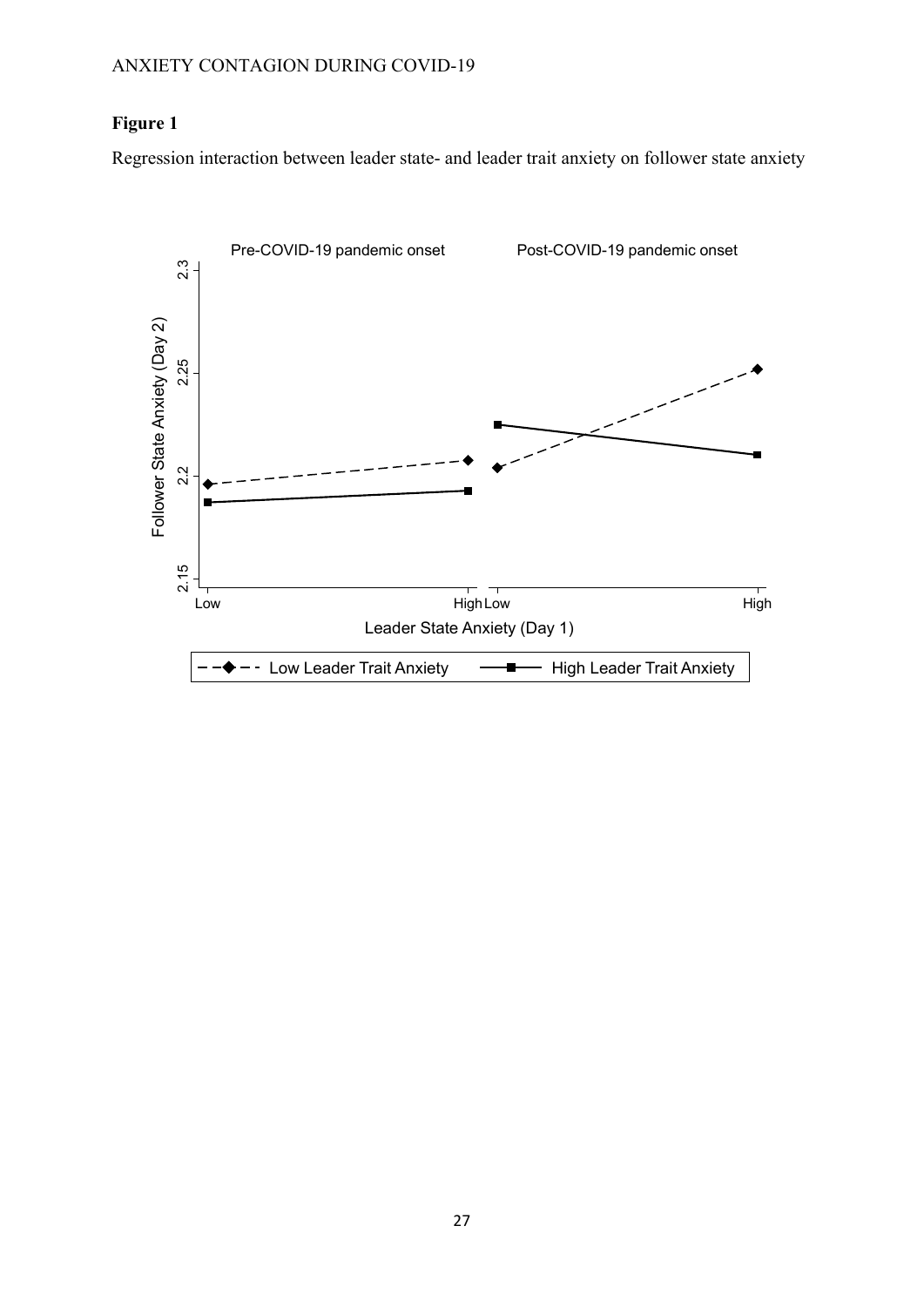**Figure 1**

Regression interaction between leader state- and leader trait anxiety on follower state anxiety

Pre-COVID-19 pandemic onset

Post-COVID-19 pandemic onset

Follower State Anxiety (Day 2)

2.15

2.2

2.25

2.3

Low

High

Low

High

Leader State Anxiety (Day 1)

Low Leader Trait Anxiety

High Leader Trait Anxiety